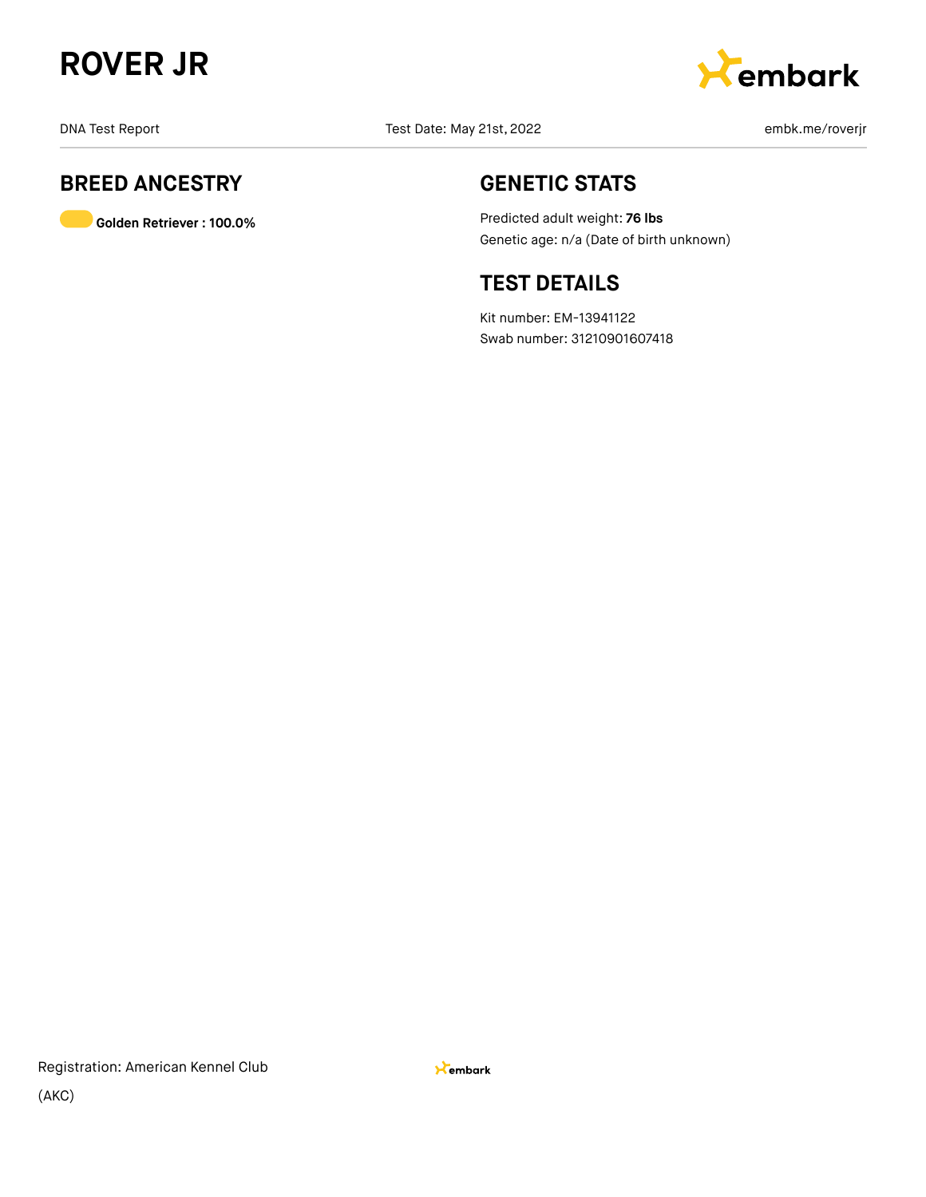# ROVER JR

DNA Test Report

Test Date: May 21st, 2022

embk.me/roverjr

## BREED ANCESTRY

**Golden Retriever : 100.0%**

## GENETIC STATS

Predicted adult weight: **76 lbs**

Genetic age: n/a (Date of birth unknown)

## TEST DETAILS

Kit number: EM-13941122

Swab number: 31210901607418

Registration: American Kennel Club (AKC)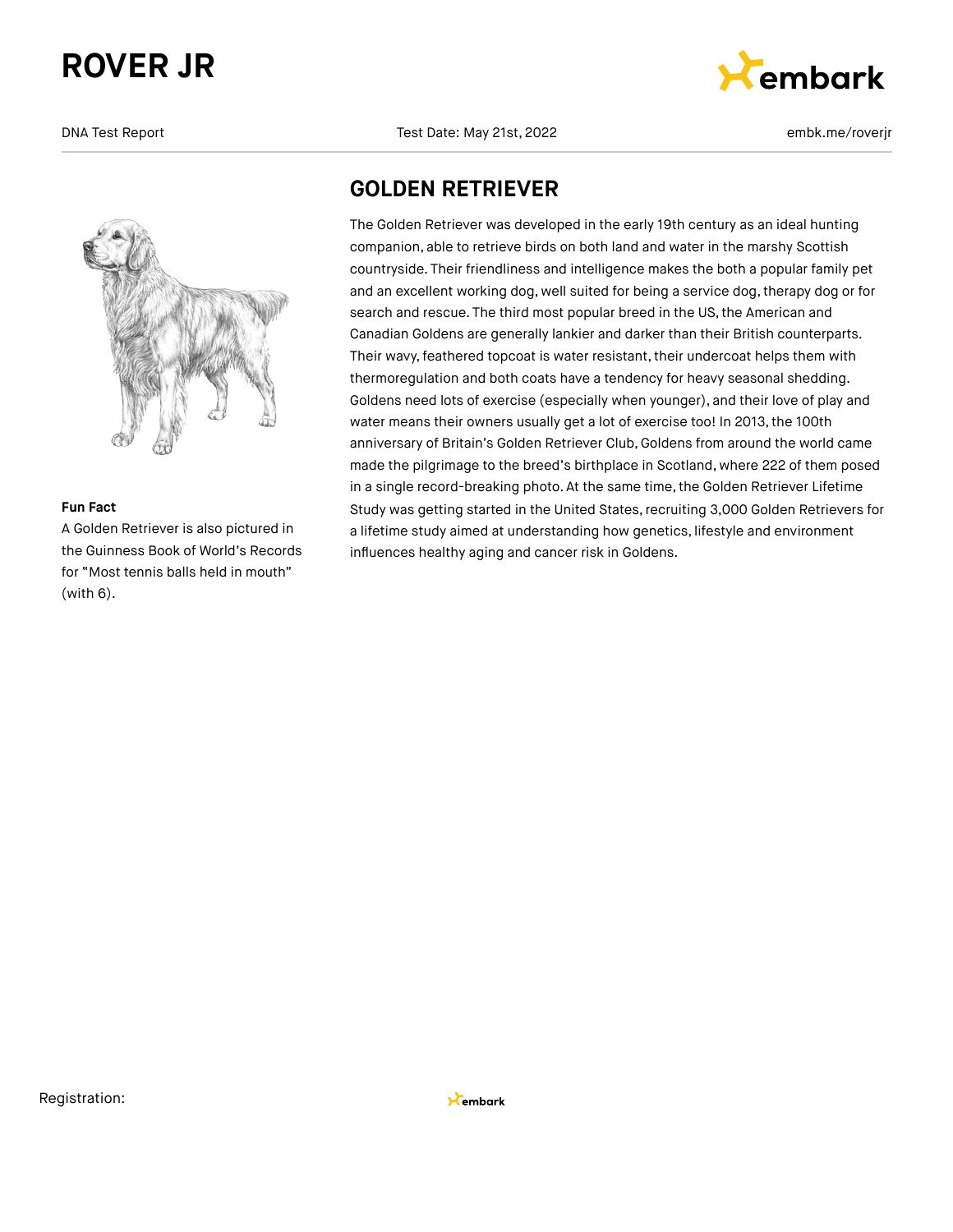# GOLDEN RETRIEVER

The Golden Retriever was developed in the early 19th century as an ideal hunting companion, able to retrieve birds on both land and water in the marshy Scottish countryside. Their friendliness and intelligence makes the both a popular family pet and an excellent working dog, well suited for being a service dog, therapy dog or for search and rescue. The third most popular breed in the US, the American and Canadian Goldens are generally lankier and darker than their British counterparts. Their wavy, feathered topcoat is water resistant, their undercoat helps them with thermoregulation and both coats have a tendency for heavy seasonal shedding. Goldens need lots of exercise (especially when younger), and their love of play and water means their owners usually get a lot of exercise too! In 2013, the 100th anniversary of Britain's Golden Retriever Club, Goldens from around the world came made the pilgrimage to the breed's birthplace in Scotland, where 222 of them posed in a single record-breaking photo. At the same time, the Golden Retriever Lifetime Study was getting started in the United States, recruiting 3,000 Golden Retrievers for a lifetime study aimed at understanding how genetics, lifestyle and environment influences healthy aging and cancer risk in Goldens.

**Fun Fact**

A Golden Retriever is also pictured in the Guinness Book of World's Records for "Most tennis balls held in mouth" (with 6).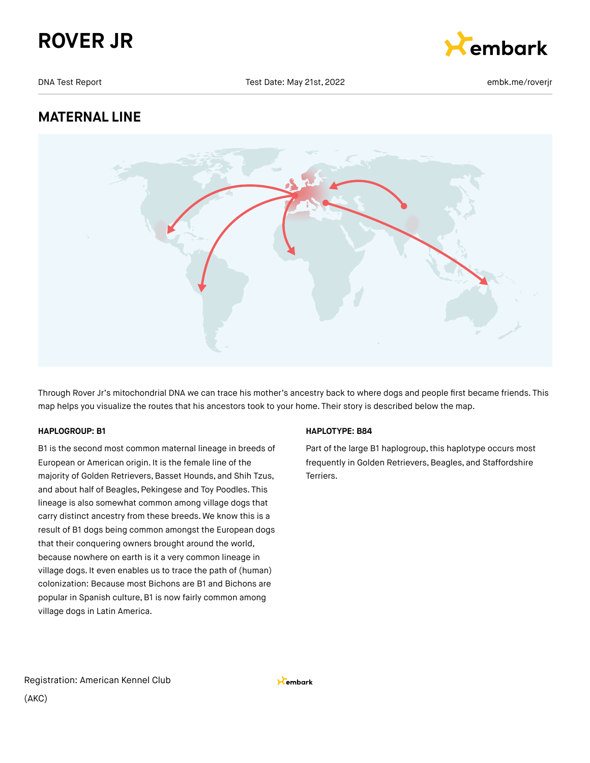## MATERNAL LINE

Through Rover Jr's mitochondrial DNA we can trace his mother's ancestry back to where dogs and people first became friends. This map helps you visualize the routes that his ancestors took to your home. Their story is described below the map.

**HAPLOGROUP: B1**

B1 is the second most common maternal lineage in breeds of European or American origin. It is the female line of the majority of Golden Retrievers, Basset Hounds, and Shih Tzus, and about half of Beagles, Pekingese and Toy Poodles. This lineage is also somewhat common among village dogs that carry distinct ancestry from these breeds. We know this is a result of B1 dogs being common amongst the European dogs that their conquering owners brought around the world, because nowhere on earth is it a very common lineage in village dogs. It even enables us to trace the path of (human) colonization: Because most Bichons are B1 and Bichons are popular in Spanish culture, B1 is now fairly common among village dogs in Latin America.

**HAPLOTYPE: B84**

Part of the large B1 haplogroup, this haplotype occurs most frequently in Golden Retrievers, Beagles, and Staffordshire Terriers.

Registration: American Kennel Club (AKC)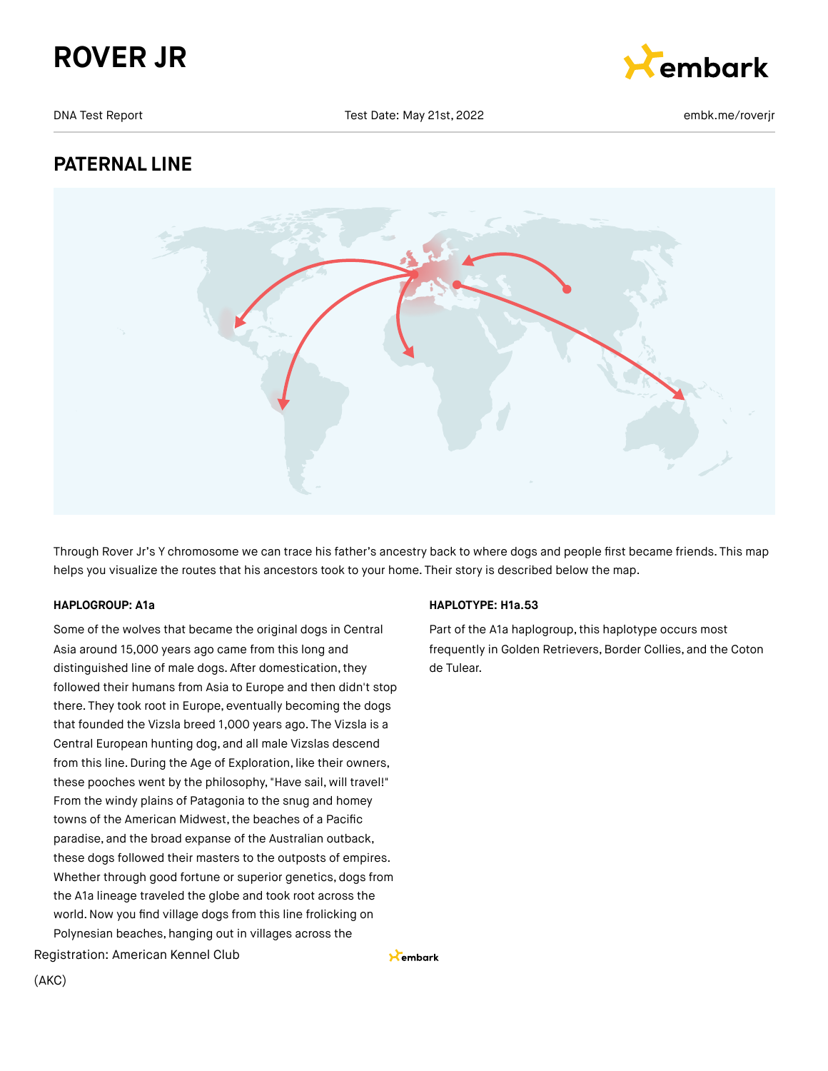# ROVER JR

DNA Test Report    Test Date: May 21st, 2022    embk.me/roverjr

## PATERNAL LINE

Through Rover Jr's Y chromosome we can trace his father's ancestry back to where dogs and people first became friends. This map helps you visualize the routes that his ancestors took to your home. Their story is described below the map.

**HAPLOGROUP: A1a**

Some of the wolves that became the original dogs in Central Asia around 15,000 years ago came from this long and distinguished line of male dogs. After domestication, they followed their humans from Asia to Europe and then didn't stop there. They took root in Europe, eventually becoming the dogs that founded the Vizsla breed 1,000 years ago. The Vizsla is a Central European hunting dog, and all male Vizslas descend from this line. During the Age of Exploration, like their owners, these pooches went by the philosophy, "Have sail, will travel!" From the windy plains of Patagonia to the snug and homey towns of the American Midwest, the beaches of a Pacific paradise, and the broad expanse of the Australian outback, these dogs followed their masters to the outposts of empires. Whether through good fortune or superior genetics, dogs from the A1a lineage traveled the globe and took root across the world. Now you find village dogs from this line frolicking on Polynesian beaches, hanging out in villages across the

**HAPLOTYPE: H1a.53**

Part of the A1a haplogroup, this haplotype occurs most frequently in Golden Retrievers, Border Collies, and the Coton de Tulear.

Registration: American Kennel Club (AKC)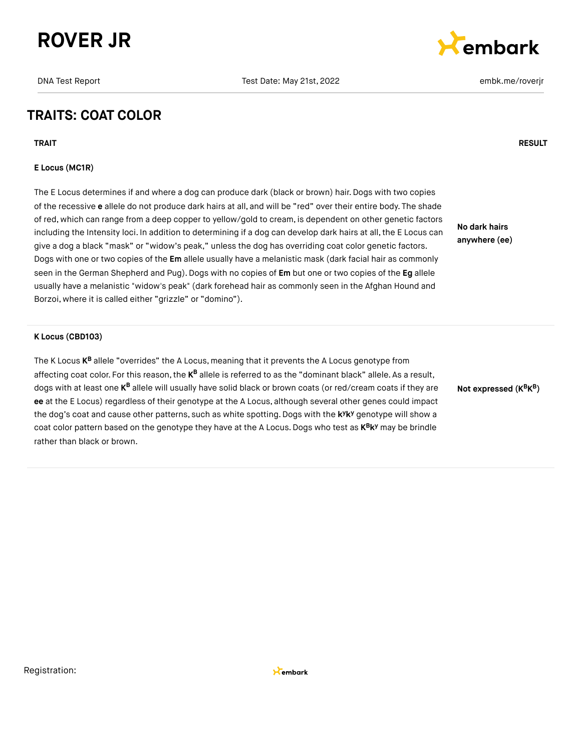# ROVER JR

DNA Test Report | Test Date: May 21st, 2022 | embk.me/roverjr

## TRAITS: COAT COLOR

| TRAIT | RESULT |
|---|---|
| **E Locus (MC1R)**<br><br>The E Locus determines if and where a dog can produce dark (black or brown) hair. Dogs with two copies of the recessive **e** allele do not produce dark hairs at all, and will be "red" over their entire body. The shade of red, which can range from a deep copper to yellow/gold to cream, is dependent on other genetic factors including the Intensity loci. In addition to determining if a dog can develop dark hairs at all, the E Locus can give a dog a black "mask" or "widow's peak," unless the dog has overriding coat color genetic factors. Dogs with one or two copies of the **Em** allele usually have a melanistic mask (dark facial hair as commonly seen in the German Shepherd and Pug). Dogs with no copies of **Em** but one or two copies of the **Eg** allele usually have a melanistic "widow's peak" (dark forehead hair as commonly seen in the Afghan Hound and Borzoi, where it is called either "grizzle" or "domino"). | **No dark hairs anywhere (ee)** |
| **K Locus (CBD103)**<br><br>The K Locus $K^B$ allele "overrides" the A Locus, meaning that it prevents the A Locus genotype from affecting coat color. For this reason, the $K^B$ allele is referred to as the "dominant black" allele. As a result, dogs with at least one $K^B$ allele will usually have solid black or brown coats (or red/cream coats if they are **ee** at the E Locus) regardless of their genotype at the A Locus, although several other genes could impact the dog's coat and cause other patterns, such as white spotting. Dogs with the $k^yk^y$ genotype will show a coat color pattern based on the genotype they have at the A Locus. Dogs who test as $K^Bk^y$ may be brindle rather than black or brown. | **Not expressed ($K^BK^B$)** |

Registration: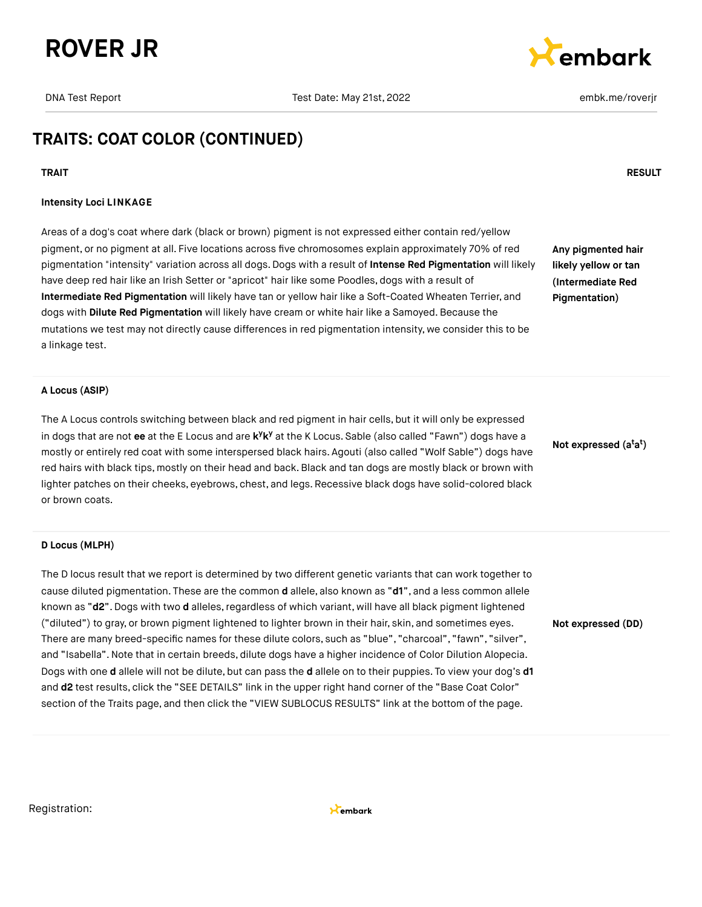# ROVER JR

DNA Test Report | Test Date: May 21st, 2022 | embk.me/roverjr

## TRAITS: COAT COLOR (CONTINUED)

| TRAIT | RESULT |
|---|---|
| **Intensity Loci LINKAGE**<br><br>Areas of a dog's coat where dark (black or brown) pigment is not expressed either contain red/yellow pigment, or no pigment at all. Five locations across five chromosomes explain approximately 70% of red pigmentation "intensity" variation across all dogs. Dogs with a result of **Intense Red Pigmentation** will likely have deep red hair like an Irish Setter or "apricot" hair like some Poodles, dogs with a result of **Intermediate Red Pigmentation** will likely have tan or yellow hair like a Soft-Coated Wheaten Terrier, and dogs with **Dilute Red Pigmentation** will likely have cream or white hair like a Samoyed. Because the mutations we test may not directly cause differences in red pigmentation intensity, we consider this to be a linkage test. | **Any pigmented hair likely yellow or tan (Intermediate Red Pigmentation)** |
| **A Locus (ASIP)**<br><br>The A Locus controls switching between black and red pigment in hair cells, but it will only be expressed in dogs that are not **ee** at the E Locus and are **$k^y k^y$** at the K Locus. Sable (also called "Fawn") dogs have a mostly or entirely red coat with some interspersed black hairs. Agouti (also called "Wolf Sable") dogs have red hairs with black tips, mostly on their head and back. Black and tan dogs are mostly black or brown with lighter patches on their cheeks, eyebrows, chest, and legs. Recessive black dogs have solid-colored black or brown coats. | **Not expressed ($a^t a^t$)** |
| **D Locus (MLPH)**<br><br>The D locus result that we report is determined by two different genetic variants that can work together to cause diluted pigmentation. These are the common **d** allele, also known as "**d1**", and a less common allele known as "**d2**". Dogs with two **d** alleles, regardless of which variant, will have all black pigment lightened ("diluted") to gray, or brown pigment lightened to lighter brown in their hair, skin, and sometimes eyes. There are many breed-specific names for these dilute colors, such as "blue", "charcoal", "fawn", "silver", and "Isabella". Note that in certain breeds, dilute dogs have a higher incidence of Color Dilution Alopecia. Dogs with one **d** allele will not be dilute, but can pass the **d** allele on to their puppies. To view your dog's **d1** and **d2** test results, click the "SEE DETAILS" link in the upper right hand corner of the "Base Coat Color" section of the Traits page, and then click the "VIEW SUBLOCUS RESULTS" link at the bottom of the page. | **Not expressed (DD)** |

Registration: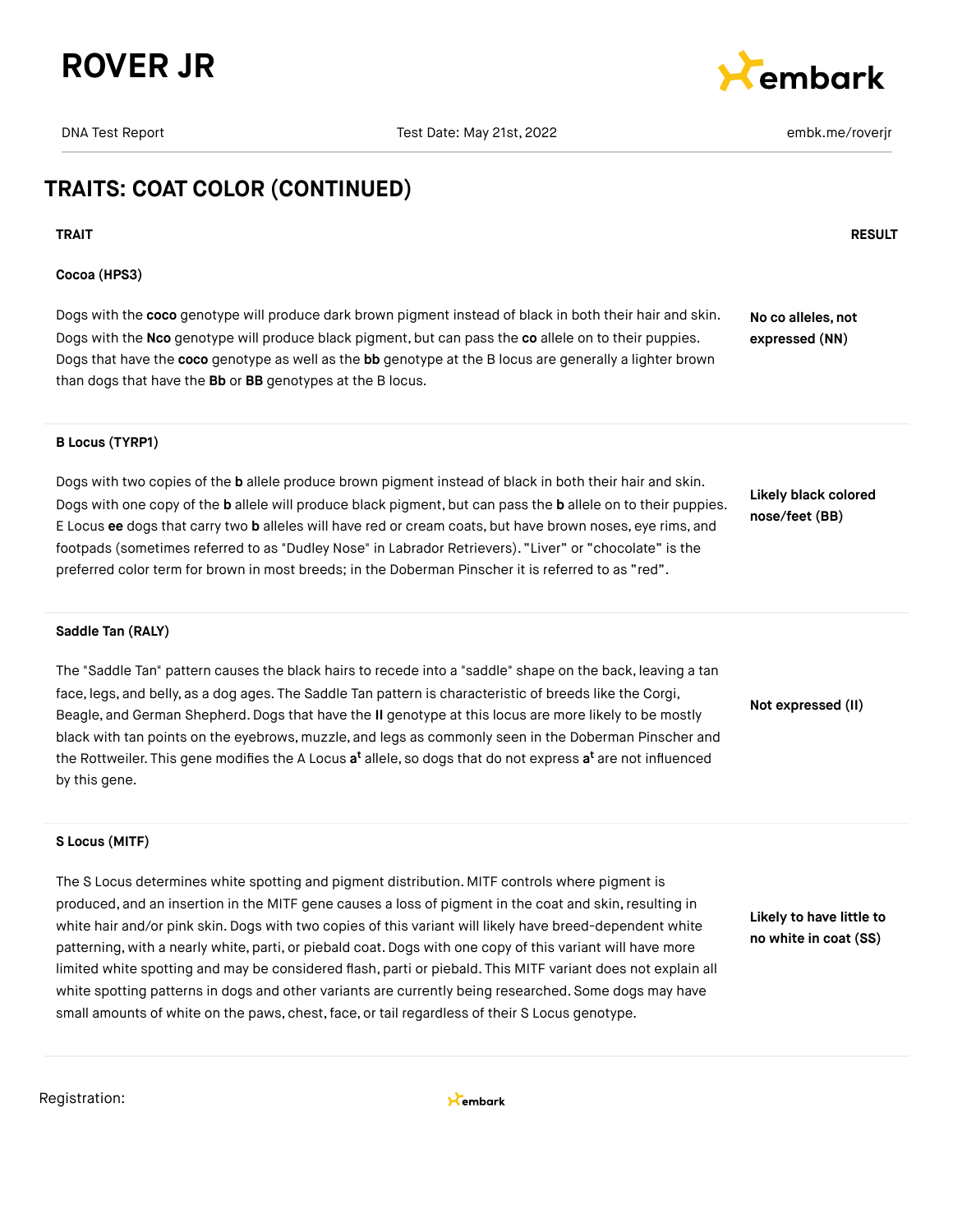## TRAITS: COAT COLOR (CONTINUED)

| TRAIT | RESULT |
|---|---|
| **Cocoa (HPS3)**<br><br>Dogs with the **coco** genotype will produce dark brown pigment instead of black in both their hair and skin. Dogs with the **Nco** genotype will produce black pigment, but can pass the **co** allele on to their puppies. Dogs that have the **coco** genotype as well as the **bb** genotype at the B locus are generally a lighter brown than dogs that have the **Bb** or **BB** genotypes at the B locus. | **No co alleles, not expressed (NN)** |
| **B Locus (TYRP1)**<br><br>Dogs with two copies of the **b** allele produce brown pigment instead of black in both their hair and skin. Dogs with one copy of the **b** allele will produce black pigment, but can pass the **b** allele on to their puppies. E Locus **ee** dogs that carry two **b** alleles will have red or cream coats, but have brown noses, eye rims, and footpads (sometimes referred to as "Dudley Nose" in Labrador Retrievers). "Liver" or "chocolate" is the preferred color term for brown in most breeds; in the Doberman Pinscher it is referred to as "red". | **Likely black colored nose/feet (BB)** |
| **Saddle Tan (RALY)**<br><br>The "Saddle Tan" pattern causes the black hairs to recede into a "saddle" shape on the back, leaving a tan face, legs, and belly, as a dog ages. The Saddle Tan pattern is characteristic of breeds like the Corgi, Beagle, and German Shepherd. Dogs that have the **II** genotype at this locus are more likely to be mostly black with tan points on the eyebrows, muzzle, and legs as commonly seen in the Doberman Pinscher and the Rottweiler. This gene modifies the A Locus $\mathbf{a^t}$ allele, so dogs that do not express $\mathbf{a^t}$ are not influenced by this gene. | **Not expressed (II)** |
| **S Locus (MITF)**<br><br>The S Locus determines white spotting and pigment distribution. MITF controls where pigment is produced, and an insertion in the MITF gene causes a loss of pigment in the coat and skin, resulting in white hair and/or pink skin. Dogs with two copies of this variant will likely have breed-dependent white patterning, with a nearly white, parti, or piebald coat. Dogs with one copy of this variant will have more limited white spotting and may be considered flash, parti or piebald. This MITF variant does not explain all white spotting patterns in dogs and other variants are currently being researched. Some dogs may have small amounts of white on the paws, chest, face, or tail regardless of their S Locus genotype. | **Likely to have little to no white in coat (SS)** |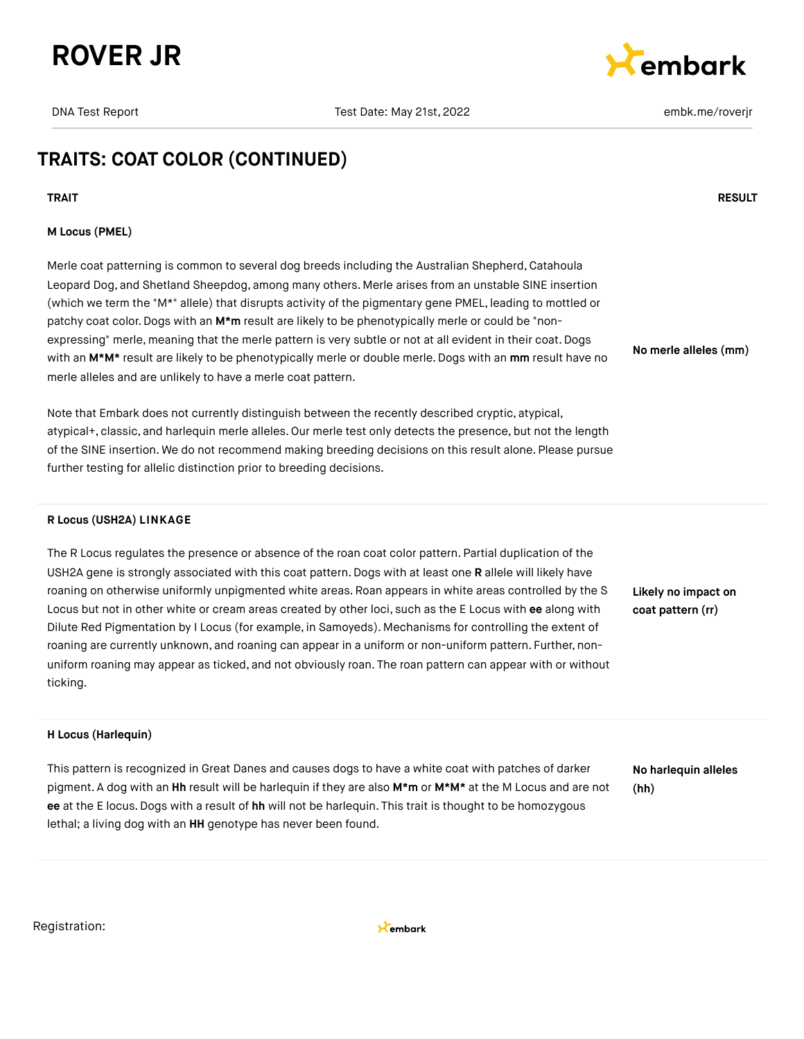## TRAITS: COAT COLOR (CONTINUED)

| TRAIT | RESULT |
| --- | --- |
| **M Locus (PMEL)**<br><br>Merle coat patterning is common to several dog breeds including the Australian Shepherd, Catahoula Leopard Dog, and Shetland Sheepdog, among many others. Merle arises from an unstable SINE insertion (which we term the "M*" allele) that disrupts activity of the pigmentary gene PMEL, leading to mottled or patchy coat color. Dogs with an **M*m** result are likely to be phenotypically merle or could be "non-expressing" merle, meaning that the merle pattern is very subtle or not at all evident in their coat. Dogs with an **M*M*** result are likely to be phenotypically merle or double merle. Dogs with an **mm** result have no merle alleles and are unlikely to have a merle coat pattern.<br><br>Note that Embark does not currently distinguish between the recently described cryptic, atypical, atypical+, classic, and harlequin merle alleles. Our merle test only detects the presence, but not the length of the SINE insertion. We do not recommend making breeding decisions on this result alone. Please pursue further testing for allelic distinction prior to breeding decisions. | **No merle alleles (mm)** |
| **R Locus (USH2A) LINKAGE**<br><br>The R Locus regulates the presence or absence of the roan coat color pattern. Partial duplication of the USH2A gene is strongly associated with this coat pattern. Dogs with at least one **R** allele will likely have roaning on otherwise uniformly unpigmented white areas. Roan appears in white areas controlled by the S Locus but not in other white or cream areas created by other loci, such as the E Locus with **ee** along with Dilute Red Pigmentation by I Locus (for example, in Samoyeds). Mechanisms for controlling the extent of roaning are currently unknown, and roaning can appear in a uniform or non-uniform pattern. Further, non-uniform roaning may appear as ticked, and not obviously roan. The roan pattern can appear with or without ticking. | **Likely no impact on coat pattern (rr)** |
| **H Locus (Harlequin)**<br><br>This pattern is recognized in Great Danes and causes dogs to have a white coat with patches of darker pigment. A dog with an **Hh** result will be harlequin if they are also **M*m** or **M*M*** at the M Locus and are not **ee** at the E locus. Dogs with a result of **hh** will not be harlequin. This trait is thought to be homozygous lethal; a living dog with an **HH** genotype has never been found. | **No harlequin alleles (hh)** |

Registration: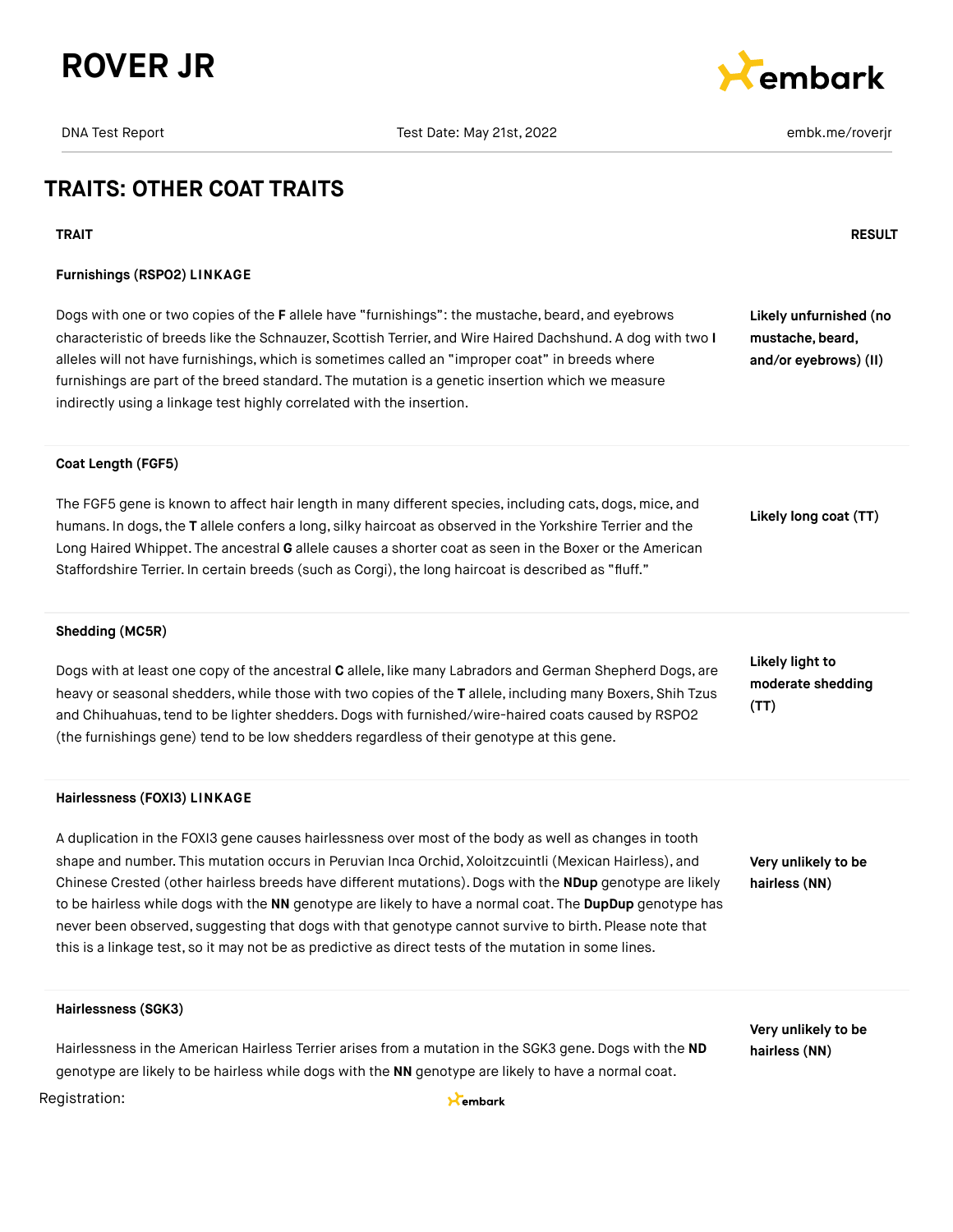# ROVER JR

DNA Test Report | Test Date: May 21st, 2022 | embk.me/roverjr

## TRAITS: OTHER COAT TRAITS

| TRAIT | RESULT |
| --- | --- |
| **Furnishings (RSPO2) LINKAGE**<br><br>Dogs with one or two copies of the **F** allele have "furnishings": the mustache, beard, and eyebrows characteristic of breeds like the Schnauzer, Scottish Terrier, and Wire Haired Dachshund. A dog with two **I** alleles will not have furnishings, which is sometimes called an "improper coat" in breeds where furnishings are part of the breed standard. The mutation is a genetic insertion which we measure indirectly using a linkage test highly correlated with the insertion. | **Likely unfurnished (no mustache, beard, and/or eyebrows) (II)** |
| **Coat Length (FGF5)**<br><br>The FGF5 gene is known to affect hair length in many different species, including cats, dogs, mice, and humans. In dogs, the **T** allele confers a long, silky haircoat as observed in the Yorkshire Terrier and the Long Haired Whippet. The ancestral **G** allele causes a shorter coat as seen in the Boxer or the American Staffordshire Terrier. In certain breeds (such as Corgi), the long haircoat is described as "fluff." | **Likely long coat (TT)** |
| **Shedding (MC5R)**<br><br>Dogs with at least one copy of the ancestral **C** allele, like many Labradors and German Shepherd Dogs, are heavy or seasonal shedders, while those with two copies of the **T** allele, including many Boxers, Shih Tzus and Chihuahuas, tend to be lighter shedders. Dogs with furnished/wire-haired coats caused by RSPO2 (the furnishings gene) tend to be low shedders regardless of their genotype at this gene. | **Likely light to moderate shedding (TT)** |
| **Hairlessness (FOXI3) LINKAGE**<br><br>A duplication in the FOXI3 gene causes hairlessness over most of the body as well as changes in tooth shape and number. This mutation occurs in Peruvian Inca Orchid, Xoloitzcuintli (Mexican Hairless), and Chinese Crested (other hairless breeds have different mutations). Dogs with the **NDup** genotype are likely to be hairless while dogs with the **NN** genotype are likely to have a normal coat. The **DupDup** genotype has never been observed, suggesting that dogs with that genotype cannot survive to birth. Please note that this is a linkage test, so it may not be as predictive as direct tests of the mutation in some lines. | **Very unlikely to be hairless (NN)** |
| **Hairlessness (SGK3)**<br><br>Hairlessness in the American Hairless Terrier arises from a mutation in the SGK3 gene. Dogs with the **ND** genotype are likely to be hairless while dogs with the **NN** genotype are likely to have a normal coat. | **Very unlikely to be hairless (NN)** |

Registration: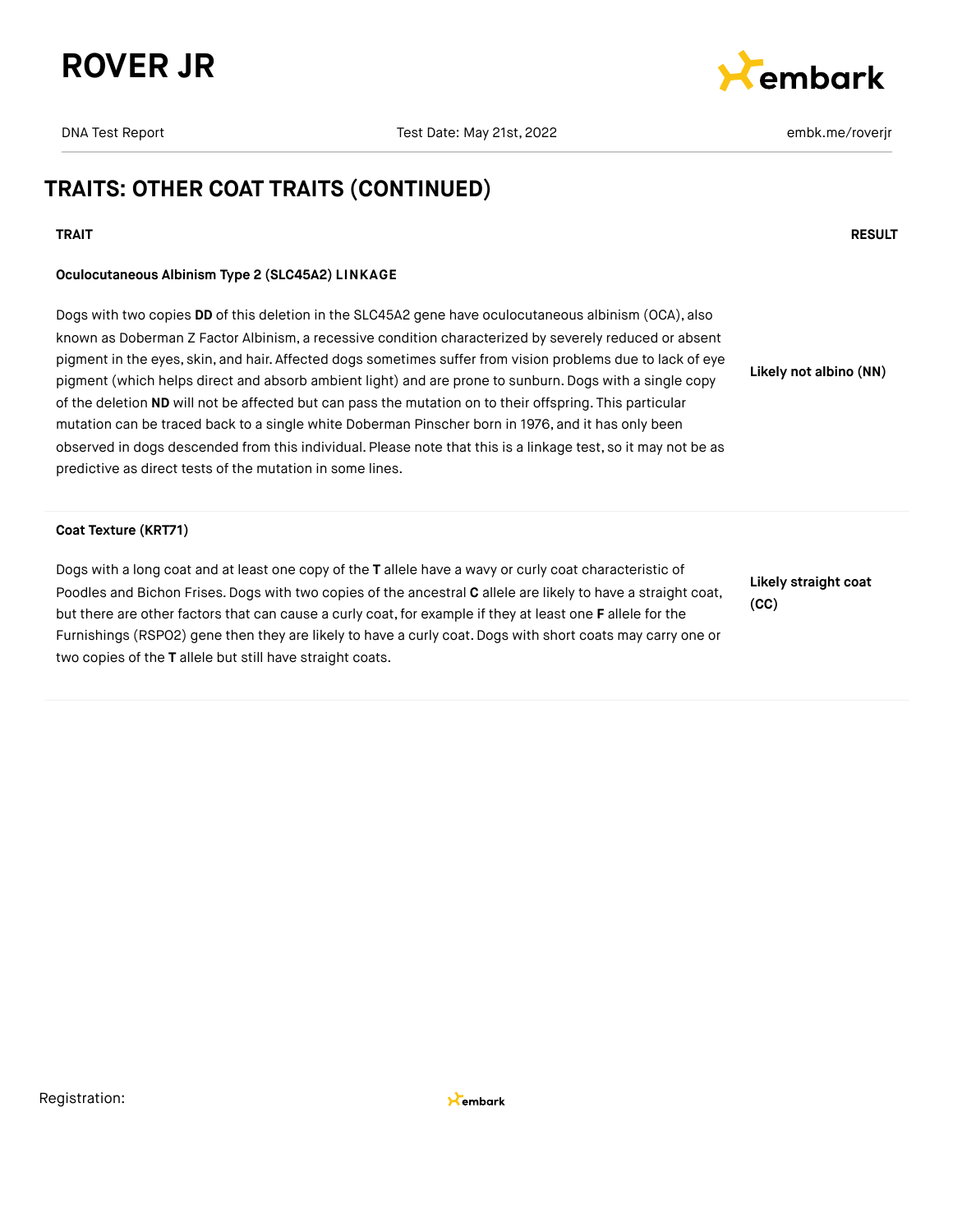## TRAITS: OTHER COAT TRAITS (CONTINUED)

| TRAIT | RESULT |
|---|---|
| **Oculocutaneous Albinism Type 2 (SLC45A2) LINKAGE**<br><br>Dogs with two copies **DD** of this deletion in the SLC45A2 gene have oculocutaneous albinism (OCA), also known as Doberman Z Factor Albinism, a recessive condition characterized by severely reduced or absent pigment in the eyes, skin, and hair. Affected dogs sometimes suffer from vision problems due to lack of eye pigment (which helps direct and absorb ambient light) and are prone to sunburn. Dogs with a single copy of the deletion **ND** will not be affected but can pass the mutation on to their offspring. This particular mutation can be traced back to a single white Doberman Pinscher born in 1976, and it has only been observed in dogs descended from this individual. Please note that this is a linkage test, so it may not be as predictive as direct tests of the mutation in some lines. | **Likely not albino (NN)** |
| **Coat Texture (KRT71)**<br><br>Dogs with a long coat and at least one copy of the **T** allele have a wavy or curly coat characteristic of Poodles and Bichon Frises. Dogs with two copies of the ancestral **C** allele are likely to have a straight coat, but there are other factors that can cause a curly coat, for example if they at least one **F** allele for the Furnishings (RSPO2) gene then they are likely to have a curly coat. Dogs with short coats may carry one or two copies of the **T** allele but still have straight coats. | **Likely straight coat (CC)** |

Registration: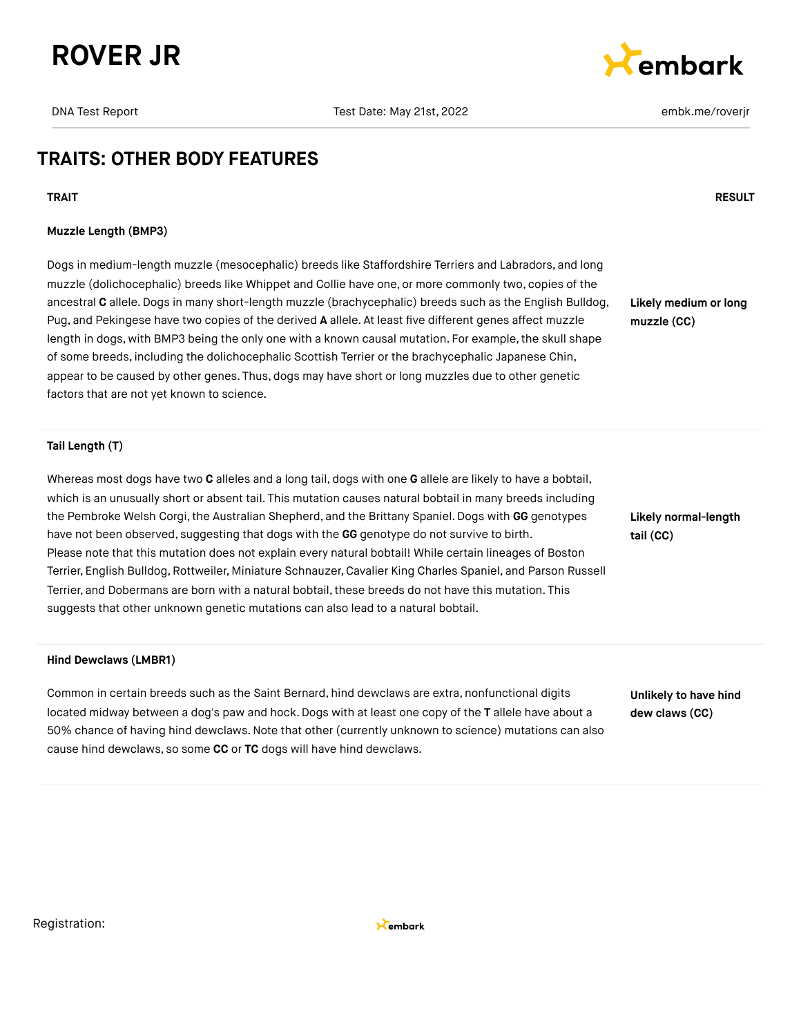## TRAITS: OTHER BODY FEATURES

| TRAIT | RESULT |
| --- | --- |
| **Muzzle Length (BMP3)**<br><br>Dogs in medium-length muzzle (mesocephalic) breeds like Staffordshire Terriers and Labradors, and long muzzle (dolichocephalic) breeds like Whippet and Collie have one, or more commonly two, copies of the ancestral **C** allele. Dogs in many short-length muzzle (brachycephalic) breeds such as the English Bulldog, Pug, and Pekingese have two copies of the derived **A** allele. At least five different genes affect muzzle length in dogs, with BMP3 being the only one with a known causal mutation. For example, the skull shape of some breeds, including the dolichocephalic Scottish Terrier or the brachycephalic Japanese Chin, appear to be caused by other genes. Thus, dogs may have short or long muzzles due to other genetic factors that are not yet known to science. | **Likely medium or long muzzle (CC)** |
| **Tail Length (T)**<br><br>Whereas most dogs have two **C** alleles and a long tail, dogs with one **G** allele are likely to have a bobtail, which is an unusually short or absent tail. This mutation causes natural bobtail in many breeds including the Pembroke Welsh Corgi, the Australian Shepherd, and the Brittany Spaniel. Dogs with **GG** genotypes have not been observed, suggesting that dogs with the **GG** genotype do not survive to birth. Please note that this mutation does not explain every natural bobtail! While certain lineages of Boston Terrier, English Bulldog, Rottweiler, Miniature Schnauzer, Cavalier King Charles Spaniel, and Parson Russell Terrier, and Dobermans are born with a natural bobtail, these breeds do not have this mutation. This suggests that other unknown genetic mutations can also lead to a natural bobtail. | **Likely normal-length tail (CC)** |
| **Hind Dewclaws (LMBR1)**<br><br>Common in certain breeds such as the Saint Bernard, hind dewclaws are extra, nonfunctional digits located midway between a dog's paw and hock. Dogs with at least one copy of the **T** allele have about a 50% chance of having hind dewclaws. Note that other (currently unknown to science) mutations can also cause hind dewclaws, so some **CC** or **TC** dogs will have hind dewclaws. | **Unlikely to have hind dew claws (CC)** |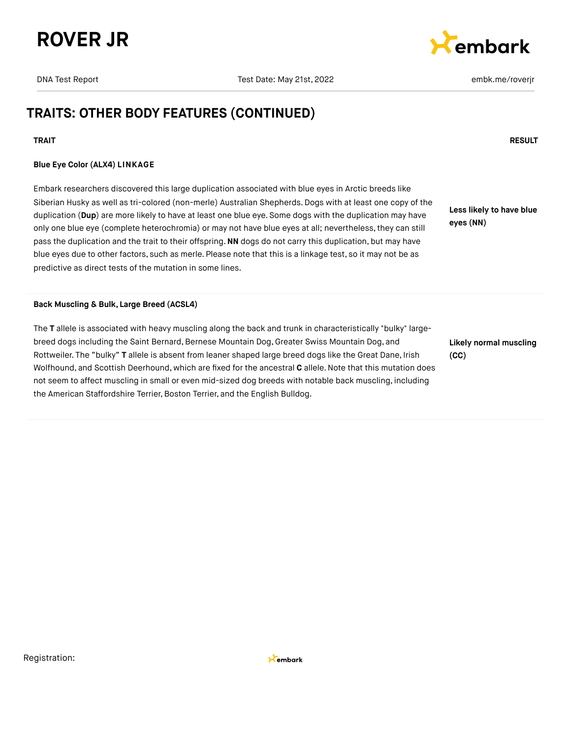## TRAITS: OTHER BODY FEATURES (CONTINUED)

| TRAIT | RESULT |
|---|---|
| **Blue Eye Color (ALX4) LINKAGE**<br><br>Embark researchers discovered this large duplication associated with blue eyes in Arctic breeds like Siberian Husky as well as tri-colored (non-merle) Australian Shepherds. Dogs with at least one copy of the duplication (**Dup**) are more likely to have at least one blue eye. Some dogs with the duplication may have only one blue eye (complete heterochromia) or may not have blue eyes at all; nevertheless, they can still pass the duplication and the trait to their offspring. **NN** dogs do not carry this duplication, but may have blue eyes due to other factors, such as merle. Please note that this is a linkage test, so it may not be as predictive as direct tests of the mutation in some lines. | **Less likely to have blue eyes (NN)** |
| **Back Muscling & Bulk, Large Breed (ACSL4)**<br><br>The **T** allele is associated with heavy muscling along the back and trunk in characteristically "bulky" large-breed dogs including the Saint Bernard, Bernese Mountain Dog, Greater Swiss Mountain Dog, and Rottweiler. The "bulky" **T** allele is absent from leaner shaped large breed dogs like the Great Dane, Irish Wolfhound, and Scottish Deerhound, which are fixed for the ancestral **C** allele. Note that this mutation does not seem to affect muscling in small or even mid-sized dog breeds with notable back muscling, including the American Staffordshire Terrier, Boston Terrier, and the English Bulldog. | **Likely normal muscling (CC)** |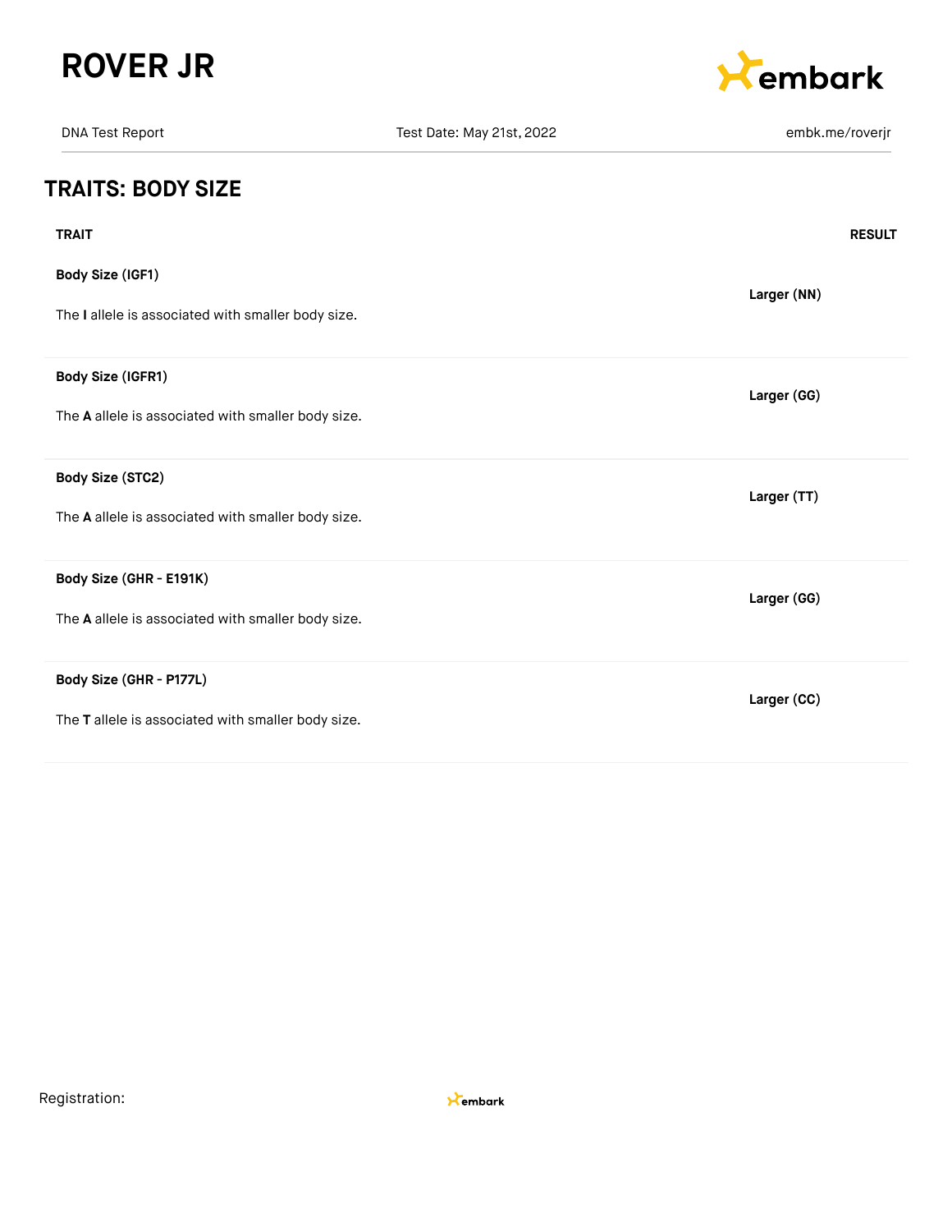## TRAITS: BODY SIZE

| TRAIT | RESULT |
| --- | --- |
| **Body Size (IGF1)**<br><br>The **I** allele is associated with smaller body size. | **Larger (NN)** |
| **Body Size (IGFR1)**<br><br>The **A** allele is associated with smaller body size. | **Larger (GG)** |
| **Body Size (STC2)**<br><br>The **A** allele is associated with smaller body size. | **Larger (TT)** |
| **Body Size (GHR - E191K)**<br><br>The **A** allele is associated with smaller body size. | **Larger (GG)** |
| **Body Size (GHR - P177L)**<br><br>The **T** allele is associated with smaller body size. | **Larger (CC)** |

Registration: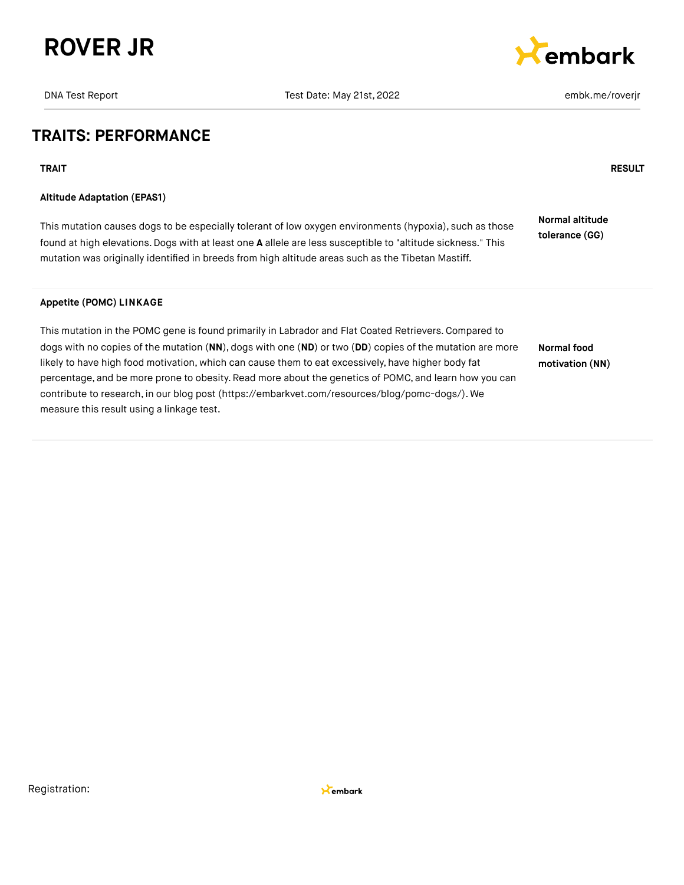## TRAITS: PERFORMANCE

| TRAIT | RESULT |
| --- | --- |
| **Altitude Adaptation (EPAS1)**<br><br>This mutation causes dogs to be especially tolerant of low oxygen environments (hypoxia), such as those found at high elevations. Dogs with at least one **A** allele are less susceptible to "altitude sickness." This mutation was originally identified in breeds from high altitude areas such as the Tibetan Mastiff. | **Normal altitude tolerance (GG)** |
| **Appetite (POMC) LINKAGE**<br><br>This mutation in the POMC gene is found primarily in Labrador and Flat Coated Retrievers. Compared to dogs with no copies of the mutation (**NN**), dogs with one (**ND**) or two (**DD**) copies of the mutation are more likely to have high food motivation, which can cause them to eat excessively, have higher body fat percentage, and be more prone to obesity. Read more about the genetics of POMC, and learn how you can contribute to research, in our blog post (https://embarkvet.com/resources/blog/pomc-dogs/). We measure this result using a linkage test. | **Normal food motivation (NN)** |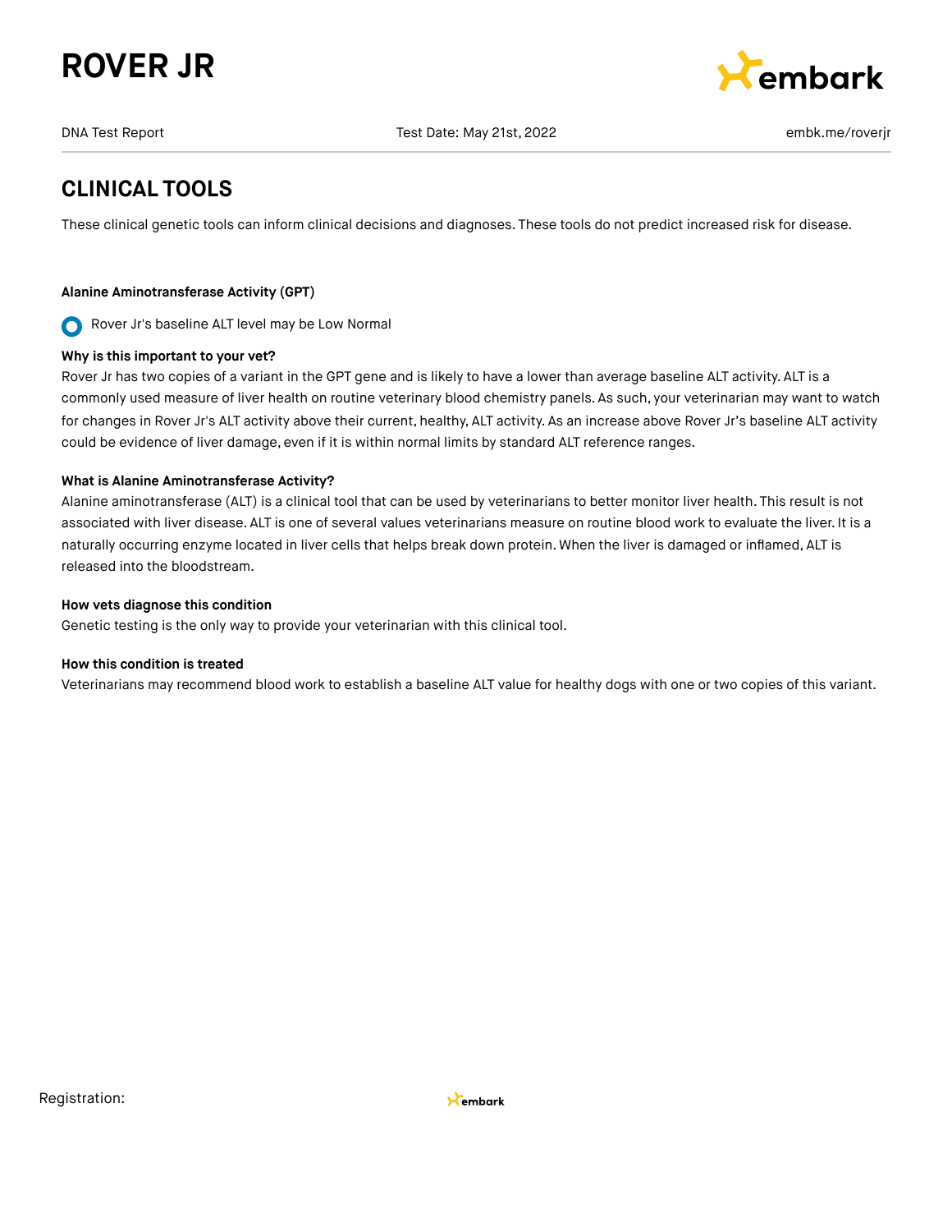# ROVER JR

DNA Test Report | Test Date: May 21st, 2022 | embk.me/roverjr

## CLINICAL TOOLS

These clinical genetic tools can inform clinical decisions and diagnoses. These tools do not predict increased risk for disease.

**Alanine Aminotransferase Activity (GPT)**

Rover Jr's baseline ALT level may be Low Normal

**Why is this important to your vet?**

Rover Jr has two copies of a variant in the GPT gene and is likely to have a lower than average baseline ALT activity. ALT is a commonly used measure of liver health on routine veterinary blood chemistry panels. As such, your veterinarian may want to watch for changes in Rover Jr's ALT activity above their current, healthy, ALT activity. As an increase above Rover Jr's baseline ALT activity could be evidence of liver damage, even if it is within normal limits by standard ALT reference ranges.

**What is Alanine Aminotransferase Activity?**

Alanine aminotransferase (ALT) is a clinical tool that can be used by veterinarians to better monitor liver health. This result is not associated with liver disease. ALT is one of several values veterinarians measure on routine blood work to evaluate the liver. It is a naturally occurring enzyme located in liver cells that helps break down protein. When the liver is damaged or inflamed, ALT is released into the bloodstream.

**How vets diagnose this condition**

Genetic testing is the only way to provide your veterinarian with this clinical tool.

**How this condition is treated**

Veterinarians may recommend blood work to establish a baseline ALT value for healthy dogs with one or two copies of this variant.

Registration: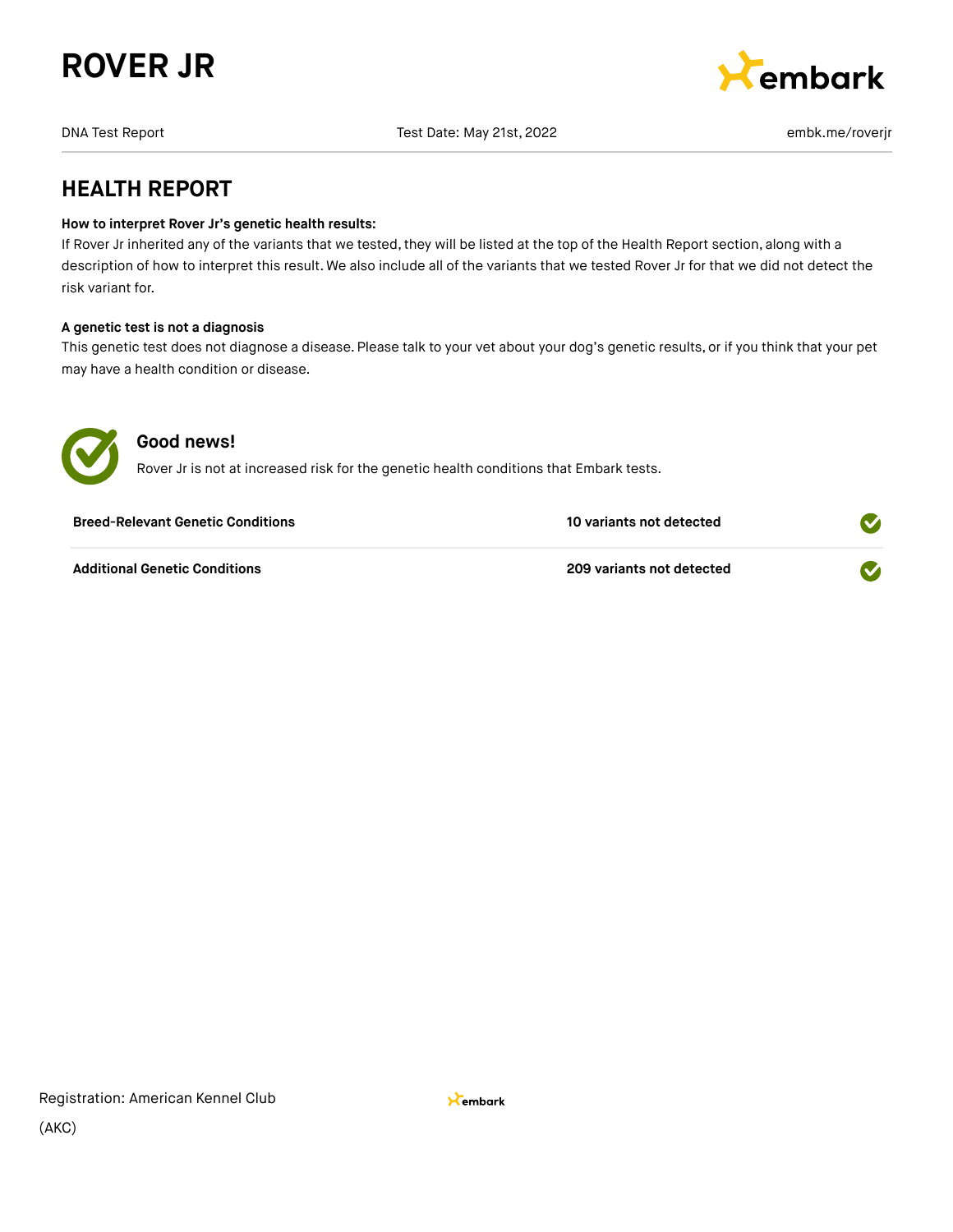# ROVER JR

DNA Test Report | Test Date: May 21st, 2022 | embk.me/roverjr

## HEALTH REPORT

**How to interpret Rover Jr's genetic health results:**
If Rover Jr inherited any of the variants that we tested, they will be listed at the top of the Health Report section, along with a description of how to interpret this result. We also include all of the variants that we tested Rover Jr for that we did not detect the risk variant for.

**A genetic test is not a diagnosis**
This genetic test does not diagnose a disease. Please talk to your vet about your dog's genetic results, or if you think that your pet may have a health condition or disease.

### Good news!

Rover Jr is not at increased risk for the genetic health conditions that Embark tests.

| | | |
|---|---|---|
| **Breed-Relevant Genetic Conditions** | **10 variants not detected** | ✓ |
| **Additional Genetic Conditions** | **209 variants not detected** | ✓ |

Registration: American Kennel Club (AKC)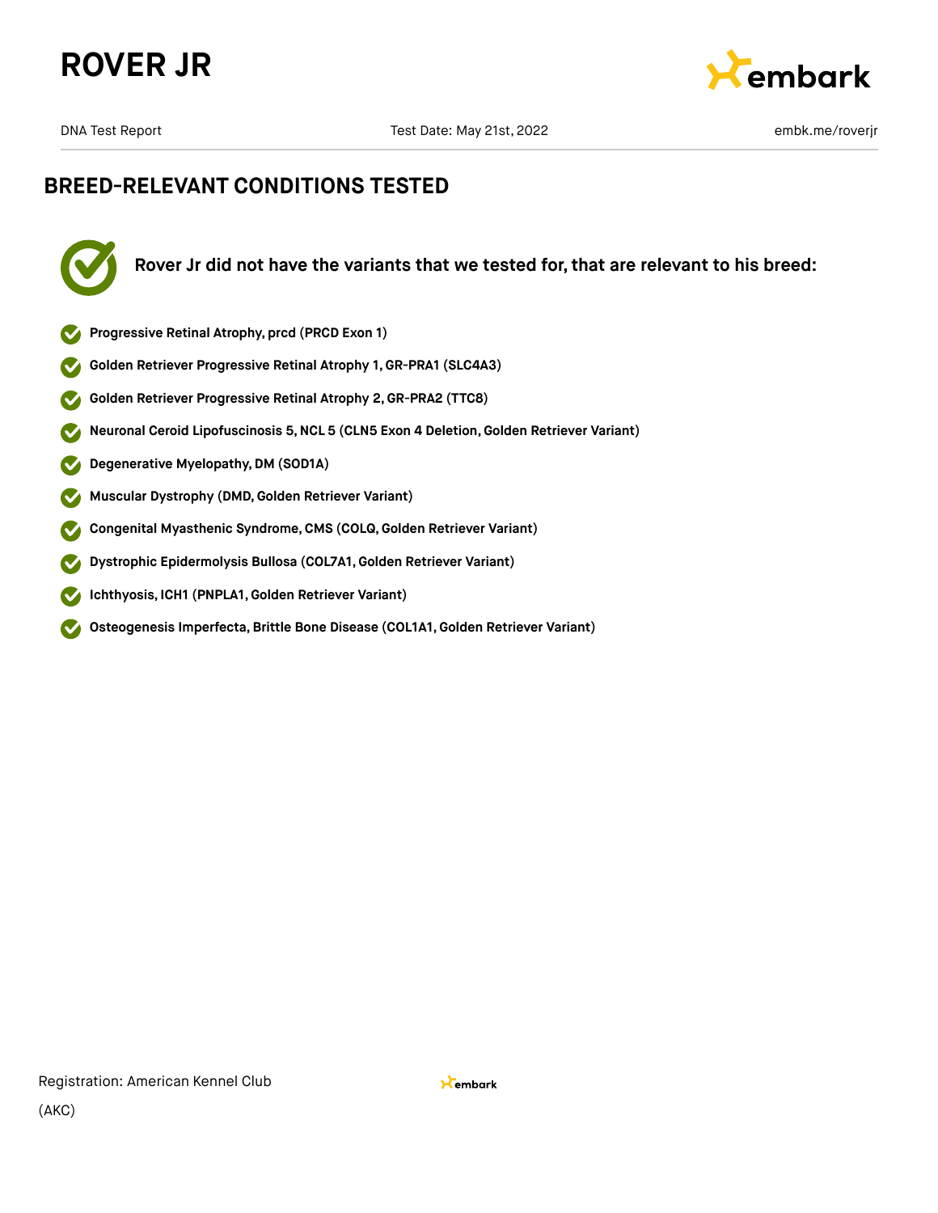# ROVER JR

DNA Test Report — Test Date: May 21st, 2022 — embk.me/roverjr

## BREED-RELEVANT CONDITIONS TESTED

**Rover Jr did not have the variants that we tested for, that are relevant to his breed:**

- **Progressive Retinal Atrophy, prcd (PRCD Exon 1)**
- **Golden Retriever Progressive Retinal Atrophy 1, GR-PRA1 (SLC4A3)**
- **Golden Retriever Progressive Retinal Atrophy 2, GR-PRA2 (TTC8)**
- **Neuronal Ceroid Lipofuscinosis 5, NCL 5 (CLN5 Exon 4 Deletion, Golden Retriever Variant)**
- **Degenerative Myelopathy, DM (SOD1A)**
- **Muscular Dystrophy (DMD, Golden Retriever Variant)**
- **Congenital Myasthenic Syndrome, CMS (COLQ, Golden Retriever Variant)**
- **Dystrophic Epidermolysis Bullosa (COL7A1, Golden Retriever Variant)**
- **Ichthyosis, ICH1 (PNPLA1, Golden Retriever Variant)**
- **Osteogenesis Imperfecta, Brittle Bone Disease (COL1A1, Golden Retriever Variant)**

Registration: American Kennel Club (AKC)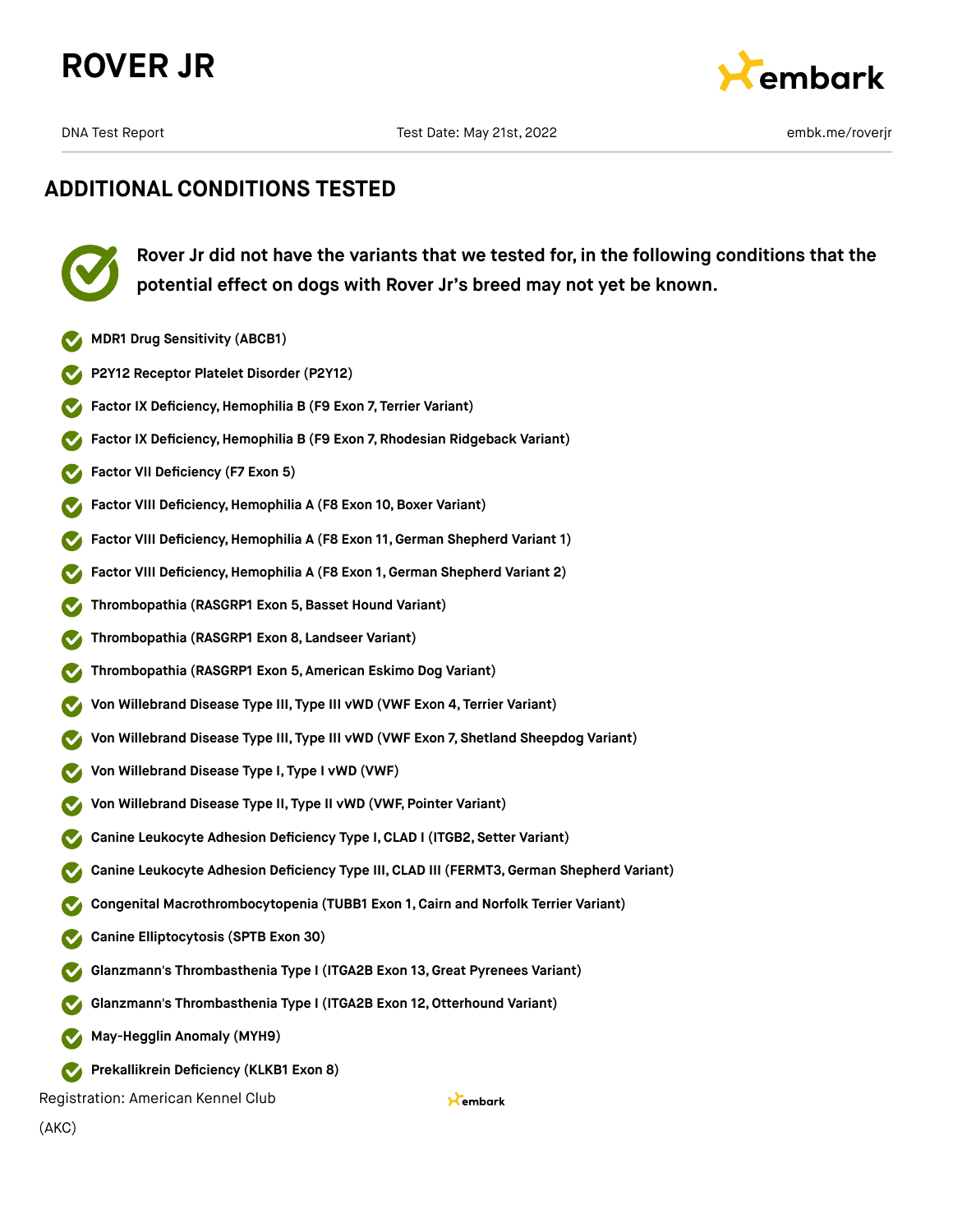## ADDITIONAL CONDITIONS TESTED

**Rover Jr did not have the variants that we tested for, in the following conditions that the potential effect on dogs with Rover Jr's breed may not yet be known.**

- **MDR1 Drug Sensitivity (ABCB1)**
- **P2Y12 Receptor Platelet Disorder (P2Y12)**
- **Factor IX Deficiency, Hemophilia B (F9 Exon 7, Terrier Variant)**
- **Factor IX Deficiency, Hemophilia B (F9 Exon 7, Rhodesian Ridgeback Variant)**
- **Factor VII Deficiency (F7 Exon 5)**
- **Factor VIII Deficiency, Hemophilia A (F8 Exon 10, Boxer Variant)**
- **Factor VIII Deficiency, Hemophilia A (F8 Exon 11, German Shepherd Variant 1)**
- **Factor VIII Deficiency, Hemophilia A (F8 Exon 1, German Shepherd Variant 2)**
- **Thrombopathia (RASGRP1 Exon 5, Basset Hound Variant)**
- **Thrombopathia (RASGRP1 Exon 8, Landseer Variant)**
- **Thrombopathia (RASGRP1 Exon 5, American Eskimo Dog Variant)**
- **Von Willebrand Disease Type III, Type III vWD (VWF Exon 4, Terrier Variant)**
- **Von Willebrand Disease Type III, Type III vWD (VWF Exon 7, Shetland Sheepdog Variant)**
- **Von Willebrand Disease Type I, Type I vWD (VWF)**
- **Von Willebrand Disease Type II, Type II vWD (VWF, Pointer Variant)**
- **Canine Leukocyte Adhesion Deficiency Type I, CLAD I (ITGB2, Setter Variant)**
- **Canine Leukocyte Adhesion Deficiency Type III, CLAD III (FERMT3, German Shepherd Variant)**
- **Congenital Macrothrombocytopenia (TUBB1 Exon 1, Cairn and Norfolk Terrier Variant)**
- **Canine Elliptocytosis (SPTB Exon 30)**
- **Glanzmann's Thrombasthenia Type I (ITGA2B Exon 13, Great Pyrenees Variant)**
- **Glanzmann's Thrombasthenia Type I (ITGA2B Exon 12, Otterhound Variant)**
- **May-Hegglin Anomaly (MYH9)**
- **Prekallikrein Deficiency (KLKB1 Exon 8)**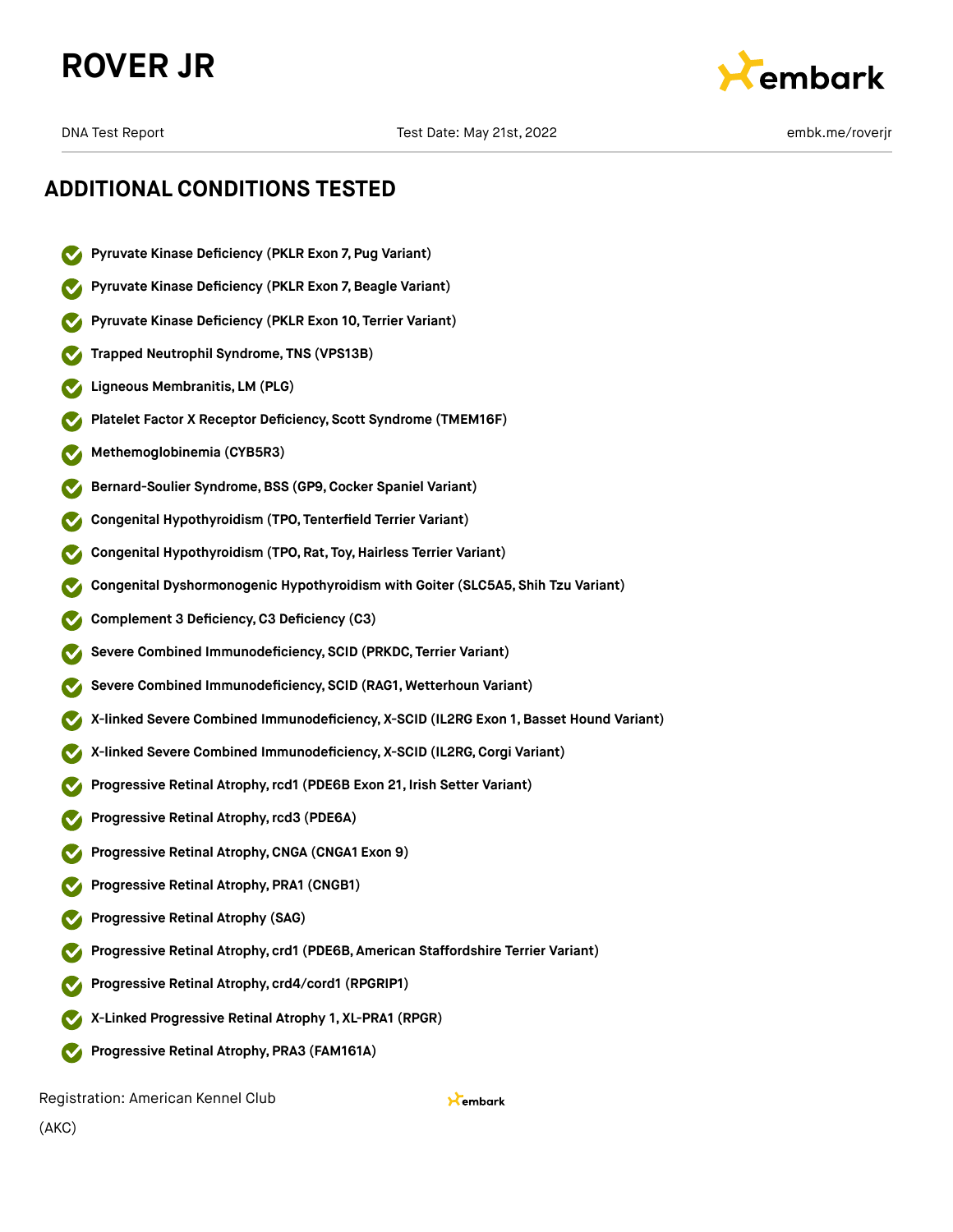## ADDITIONAL CONDITIONS TESTED

- Pyruvate Kinase Deficiency (PKLR Exon 7, Pug Variant)
- Pyruvate Kinase Deficiency (PKLR Exon 7, Beagle Variant)
- Pyruvate Kinase Deficiency (PKLR Exon 10, Terrier Variant)
- Trapped Neutrophil Syndrome, TNS (VPS13B)
- Ligneous Membranitis, LM (PLG)
- Platelet Factor X Receptor Deficiency, Scott Syndrome (TMEM16F)
- Methemoglobinemia (CYB5R3)
- Bernard-Soulier Syndrome, BSS (GP9, Cocker Spaniel Variant)
- Congenital Hypothyroidism (TPO, Tenterfield Terrier Variant)
- Congenital Hypothyroidism (TPO, Rat, Toy, Hairless Terrier Variant)
- Congenital Dyshormonogenic Hypothyroidism with Goiter (SLC5A5, Shih Tzu Variant)
- Complement 3 Deficiency, C3 Deficiency (C3)
- Severe Combined Immunodeficiency, SCID (PRKDC, Terrier Variant)
- Severe Combined Immunodeficiency, SCID (RAG1, Wetterhoun Variant)
- X-linked Severe Combined Immunodeficiency, X-SCID (IL2RG Exon 1, Basset Hound Variant)
- X-linked Severe Combined Immunodeficiency, X-SCID (IL2RG, Corgi Variant)
- Progressive Retinal Atrophy, rcd1 (PDE6B Exon 21, Irish Setter Variant)
- Progressive Retinal Atrophy, rcd3 (PDE6A)
- Progressive Retinal Atrophy, CNGA (CNGA1 Exon 9)
- Progressive Retinal Atrophy, PRA1 (CNGB1)
- Progressive Retinal Atrophy (SAG)
- Progressive Retinal Atrophy, crd1 (PDE6B, American Staffordshire Terrier Variant)
- Progressive Retinal Atrophy, crd4/cord1 (RPGRIP1)
- X-Linked Progressive Retinal Atrophy 1, XL-PRA1 (RPGR)
- Progressive Retinal Atrophy, PRA3 (FAM161A)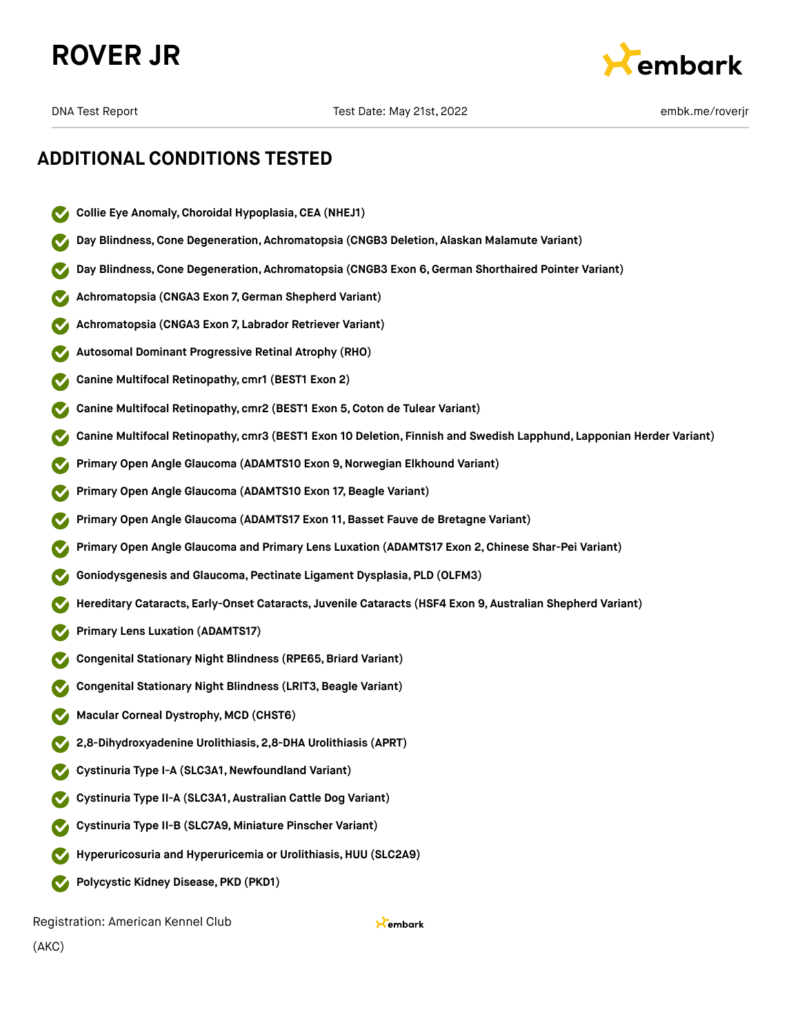## ADDITIONAL CONDITIONS TESTED

- **Collie Eye Anomaly, Choroidal Hypoplasia, CEA (NHEJ1)**
- **Day Blindness, Cone Degeneration, Achromatopsia (CNGB3 Deletion, Alaskan Malamute Variant)**
- **Day Blindness, Cone Degeneration, Achromatopsia (CNGB3 Exon 6, German Shorthaired Pointer Variant)**
- **Achromatopsia (CNGA3 Exon 7, German Shepherd Variant)**
- **Achromatopsia (CNGA3 Exon 7, Labrador Retriever Variant)**
- **Autosomal Dominant Progressive Retinal Atrophy (RHO)**
- **Canine Multifocal Retinopathy, cmr1 (BEST1 Exon 2)**
- **Canine Multifocal Retinopathy, cmr2 (BEST1 Exon 5, Coton de Tulear Variant)**
- **Canine Multifocal Retinopathy, cmr3 (BEST1 Exon 10 Deletion, Finnish and Swedish Lapphund, Lapponian Herder Variant)**
- **Primary Open Angle Glaucoma (ADAMTS10 Exon 9, Norwegian Elkhound Variant)**
- **Primary Open Angle Glaucoma (ADAMTS10 Exon 17, Beagle Variant)**
- **Primary Open Angle Glaucoma (ADAMTS17 Exon 11, Basset Fauve de Bretagne Variant)**
- **Primary Open Angle Glaucoma and Primary Lens Luxation (ADAMTS17 Exon 2, Chinese Shar-Pei Variant)**
- **Goniodysgenesis and Glaucoma, Pectinate Ligament Dysplasia, PLD (OLFM3)**
- **Hereditary Cataracts, Early-Onset Cataracts, Juvenile Cataracts (HSF4 Exon 9, Australian Shepherd Variant)**
- **Primary Lens Luxation (ADAMTS17)**
- **Congenital Stationary Night Blindness (RPE65, Briard Variant)**
- **Congenital Stationary Night Blindness (LRIT3, Beagle Variant)**
- **Macular Corneal Dystrophy, MCD (CHST6)**
- **2,8-Dihydroxyadenine Urolithiasis, 2,8-DHA Urolithiasis (APRT)**
- **Cystinuria Type I-A (SLC3A1, Newfoundland Variant)**
- **Cystinuria Type II-A (SLC3A1, Australian Cattle Dog Variant)**
- **Cystinuria Type II-B (SLC7A9, Miniature Pinscher Variant)**
- **Hyperuricosuria and Hyperuricemia or Urolithiasis, HUU (SLC2A9)**
- **Polycystic Kidney Disease, PKD (PKD1)**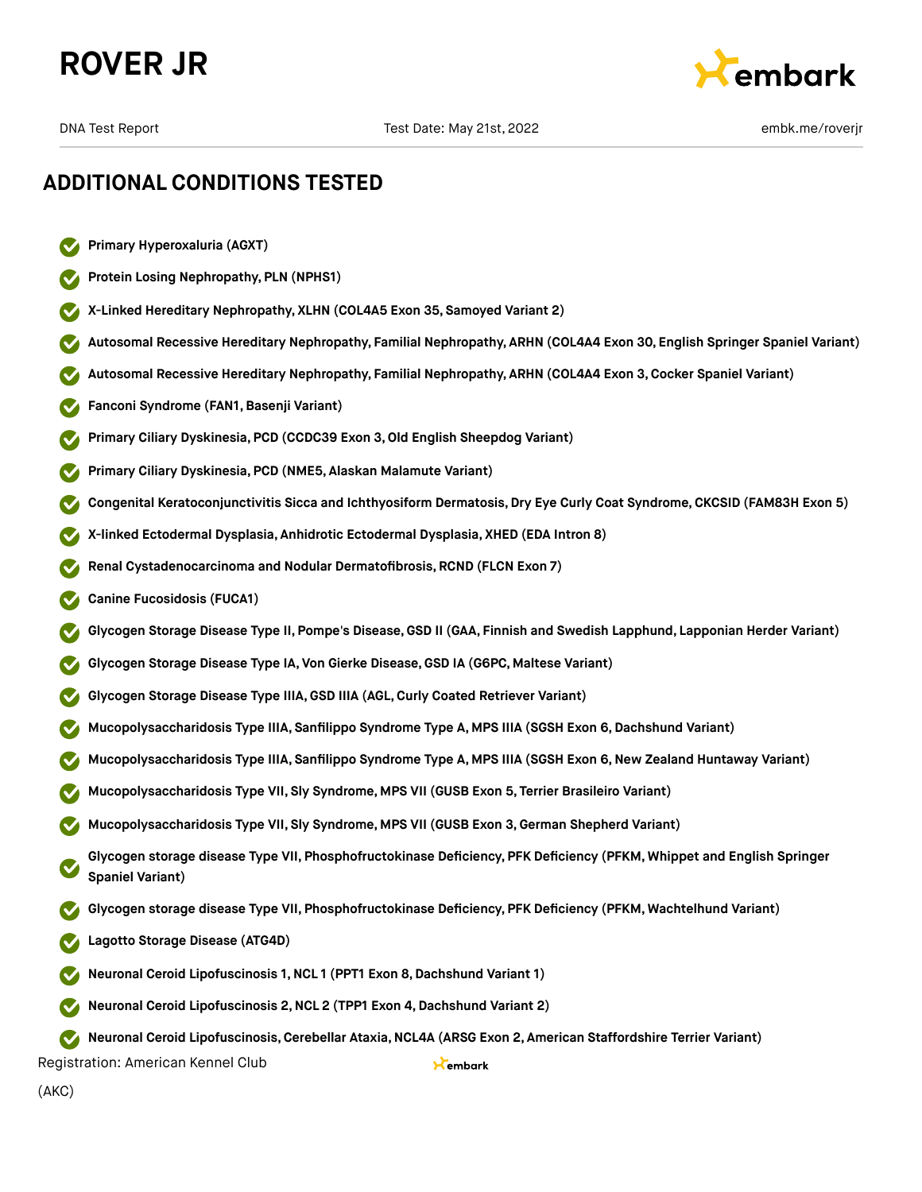## ADDITIONAL CONDITIONS TESTED

- Primary Hyperoxaluria (AGXT)
- Protein Losing Nephropathy, PLN (NPHS1)
- X-Linked Hereditary Nephropathy, XLHN (COL4A5 Exon 35, Samoyed Variant 2)
- Autosomal Recessive Hereditary Nephropathy, Familial Nephropathy, ARHN (COL4A4 Exon 30, English Springer Spaniel Variant)
- Autosomal Recessive Hereditary Nephropathy, Familial Nephropathy, ARHN (COL4A4 Exon 3, Cocker Spaniel Variant)
- Fanconi Syndrome (FAN1, Basenji Variant)
- Primary Ciliary Dyskinesia, PCD (CCDC39 Exon 3, Old English Sheepdog Variant)
- Primary Ciliary Dyskinesia, PCD (NME5, Alaskan Malamute Variant)
- Congenital Keratoconjunctivitis Sicca and Ichthyosiform Dermatosis, Dry Eye Curly Coat Syndrome, CKCSID (FAM83H Exon 5)
- X-linked Ectodermal Dysplasia, Anhidrotic Ectodermal Dysplasia, XHED (EDA Intron 8)
- Renal Cystadenocarcinoma and Nodular Dermatofibrosis, RCND (FLCN Exon 7)
- Canine Fucosidosis (FUCA1)
- Glycogen Storage Disease Type II, Pompe's Disease, GSD II (GAA, Finnish and Swedish Lapphund, Lapponian Herder Variant)
- Glycogen Storage Disease Type IA, Von Gierke Disease, GSD IA (G6PC, Maltese Variant)
- Glycogen Storage Disease Type IIIA, GSD IIIA (AGL, Curly Coated Retriever Variant)
- Mucopolysaccharidosis Type IIIA, Sanfilippo Syndrome Type A, MPS IIIA (SGSH Exon 6, Dachshund Variant)
- Mucopolysaccharidosis Type IIIA, Sanfilippo Syndrome Type A, MPS IIIA (SGSH Exon 6, New Zealand Huntaway Variant)
- Mucopolysaccharidosis Type VII, Sly Syndrome, MPS VII (GUSB Exon 5, Terrier Brasileiro Variant)
- Mucopolysaccharidosis Type VII, Sly Syndrome, MPS VII (GUSB Exon 3, German Shepherd Variant)
- Glycogen storage disease Type VII, Phosphofructokinase Deficiency, PFK Deficiency (PFKM, Whippet and English Springer Spaniel Variant)
- Glycogen storage disease Type VII, Phosphofructokinase Deficiency, PFK Deficiency (PFKM, Wachtelhund Variant)
- Lagotto Storage Disease (ATG4D)
- Neuronal Ceroid Lipofuscinosis 1, NCL 1 (PPT1 Exon 8, Dachshund Variant 1)
- Neuronal Ceroid Lipofuscinosis 2, NCL 2 (TPP1 Exon 4, Dachshund Variant 2)
- Neuronal Ceroid Lipofuscinosis, Cerebellar Ataxia, NCL4A (ARSG Exon 2, American Staffordshire Terrier Variant)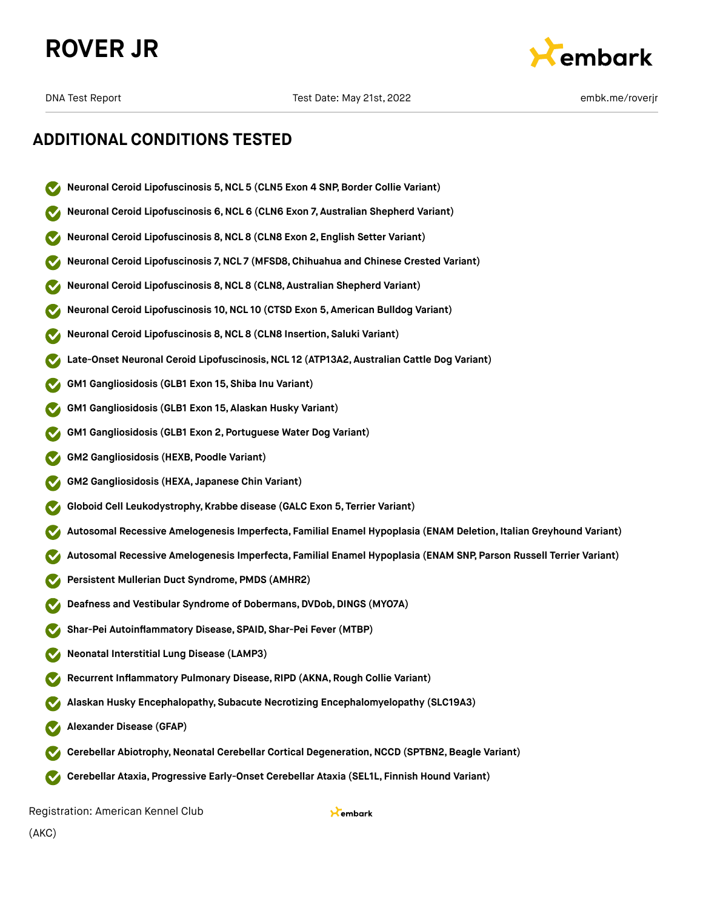## ADDITIONAL CONDITIONS TESTED

- Neuronal Ceroid Lipofuscinosis 5, NCL 5 (CLN5 Exon 4 SNP, Border Collie Variant)
- Neuronal Ceroid Lipofuscinosis 6, NCL 6 (CLN6 Exon 7, Australian Shepherd Variant)
- Neuronal Ceroid Lipofuscinosis 8, NCL 8 (CLN8 Exon 2, English Setter Variant)
- Neuronal Ceroid Lipofuscinosis 7, NCL 7 (MFSD8, Chihuahua and Chinese Crested Variant)
- Neuronal Ceroid Lipofuscinosis 8, NCL 8 (CLN8, Australian Shepherd Variant)
- Neuronal Ceroid Lipofuscinosis 10, NCL 10 (CTSD Exon 5, American Bulldog Variant)
- Neuronal Ceroid Lipofuscinosis 8, NCL 8 (CLN8 Insertion, Saluki Variant)
- Late-Onset Neuronal Ceroid Lipofuscinosis, NCL 12 (ATP13A2, Australian Cattle Dog Variant)
- GM1 Gangliosidosis (GLB1 Exon 15, Shiba Inu Variant)
- GM1 Gangliosidosis (GLB1 Exon 15, Alaskan Husky Variant)
- GM1 Gangliosidosis (GLB1 Exon 2, Portuguese Water Dog Variant)
- GM2 Gangliosidosis (HEXB, Poodle Variant)
- GM2 Gangliosidosis (HEXA, Japanese Chin Variant)
- Globoid Cell Leukodystrophy, Krabbe disease (GALC Exon 5, Terrier Variant)
- Autosomal Recessive Amelogenesis Imperfecta, Familial Enamel Hypoplasia (ENAM Deletion, Italian Greyhound Variant)
- Autosomal Recessive Amelogenesis Imperfecta, Familial Enamel Hypoplasia (ENAM SNP, Parson Russell Terrier Variant)
- Persistent Mullerian Duct Syndrome, PMDS (AMHR2)
- Deafness and Vestibular Syndrome of Dobermans, DVDob, DINGS (MYO7A)
- Shar-Pei Autoinflammatory Disease, SPAID, Shar-Pei Fever (MTBP)
- Neonatal Interstitial Lung Disease (LAMP3)
- Recurrent Inflammatory Pulmonary Disease, RIPD (AKNA, Rough Collie Variant)
- Alaskan Husky Encephalopathy, Subacute Necrotizing Encephalomyelopathy (SLC19A3)
- Alexander Disease (GFAP)
- Cerebellar Abiotrophy, Neonatal Cerebellar Cortical Degeneration, NCCD (SPTBN2, Beagle Variant)
- Cerebellar Ataxia, Progressive Early-Onset Cerebellar Ataxia (SEL1L, Finnish Hound Variant)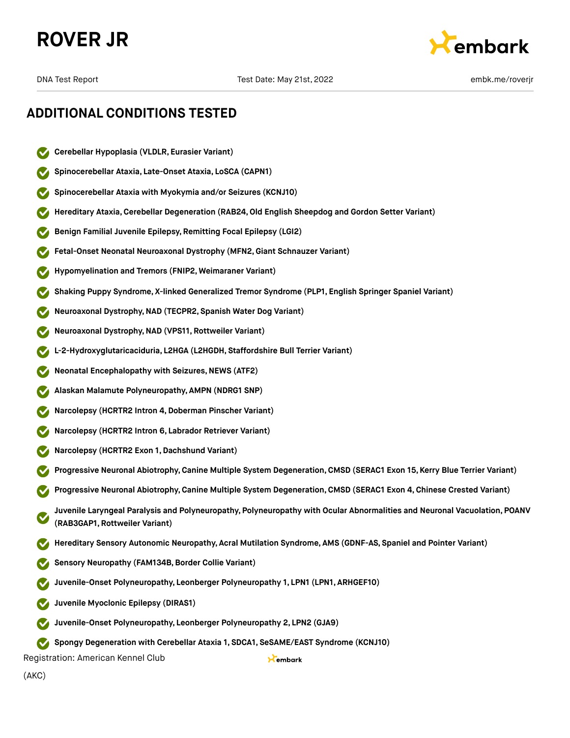# ROVER JR

DNA Test Report | Test Date: May 21st, 2022 | embk.me/roverjr

## ADDITIONAL CONDITIONS TESTED

- **Cerebellar Hypoplasia (VLDLR, Eurasier Variant)**
- **Spinocerebellar Ataxia, Late-Onset Ataxia, LoSCA (CAPN1)**
- **Spinocerebellar Ataxia with Myokymia and/or Seizures (KCNJ10)**
- **Hereditary Ataxia, Cerebellar Degeneration (RAB24, Old English Sheepdog and Gordon Setter Variant)**
- **Benign Familial Juvenile Epilepsy, Remitting Focal Epilepsy (LGI2)**
- **Fetal-Onset Neonatal Neuroaxonal Dystrophy (MFN2, Giant Schnauzer Variant)**
- **Hypomyelination and Tremors (FNIP2, Weimaraner Variant)**
- **Shaking Puppy Syndrome, X-linked Generalized Tremor Syndrome (PLP1, English Springer Spaniel Variant)**
- **Neuroaxonal Dystrophy, NAD (TECPR2, Spanish Water Dog Variant)**
- **Neuroaxonal Dystrophy, NAD (VPS11, Rottweiler Variant)**
- **L-2-Hydroxyglutaricaciduria, L2HGA (L2HGDH, Staffordshire Bull Terrier Variant)**
- **Neonatal Encephalopathy with Seizures, NEWS (ATF2)**
- **Alaskan Malamute Polyneuropathy, AMPN (NDRG1 SNP)**
- **Narcolepsy (HCRTR2 Intron 4, Doberman Pinscher Variant)**
- **Narcolepsy (HCRTR2 Intron 6, Labrador Retriever Variant)**
- **Narcolepsy (HCRTR2 Exon 1, Dachshund Variant)**
- **Progressive Neuronal Abiotrophy, Canine Multiple System Degeneration, CMSD (SERAC1 Exon 15, Kerry Blue Terrier Variant)**
- **Progressive Neuronal Abiotrophy, Canine Multiple System Degeneration, CMSD (SERAC1 Exon 4, Chinese Crested Variant)**
- **Juvenile Laryngeal Paralysis and Polyneuropathy, Polyneuropathy with Ocular Abnormalities and Neuronal Vacuolation, POANV (RAB3GAP1, Rottweiler Variant)**
- **Hereditary Sensory Autonomic Neuropathy, Acral Mutilation Syndrome, AMS (GDNF-AS, Spaniel and Pointer Variant)**
- **Sensory Neuropathy (FAM134B, Border Collie Variant)**
- **Juvenile-Onset Polyneuropathy, Leonberger Polyneuropathy 1, LPN1 (LPN1, ARHGEF10)**
- **Juvenile Myoclonic Epilepsy (DIRAS1)**
- **Juvenile-Onset Polyneuropathy, Leonberger Polyneuropathy 2, LPN2 (GJA9)**
- **Spongy Degeneration with Cerebellar Ataxia 1, SDCA1, SeSAME/EAST Syndrome (KCNJ10)**

Registration: American Kennel Club (AKC)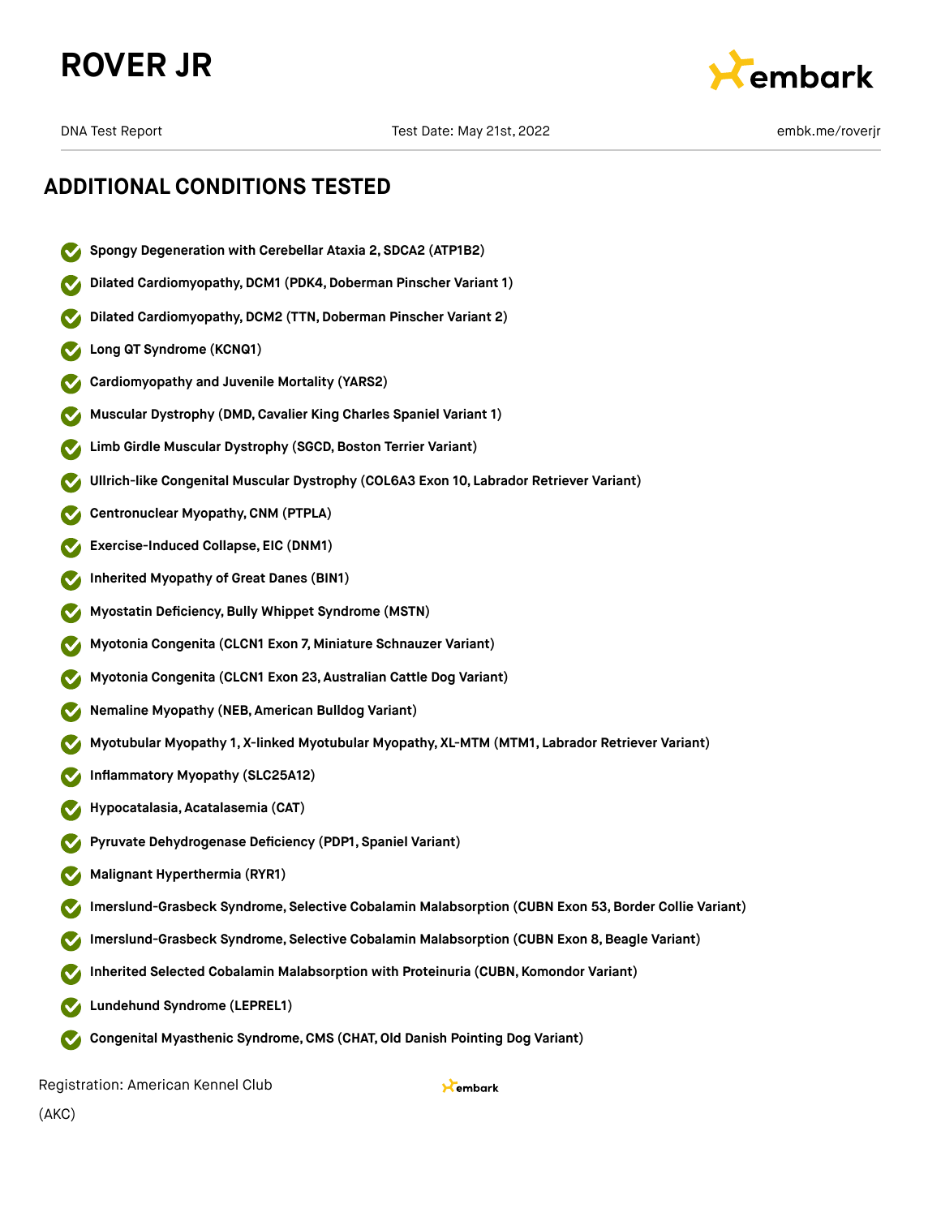## ADDITIONAL CONDITIONS TESTED

- **Spongy Degeneration with Cerebellar Ataxia 2, SDCA2 (ATP1B2)**
- **Dilated Cardiomyopathy, DCM1 (PDK4, Doberman Pinscher Variant 1)**
- **Dilated Cardiomyopathy, DCM2 (TTN, Doberman Pinscher Variant 2)**
- **Long QT Syndrome (KCNQ1)**
- **Cardiomyopathy and Juvenile Mortality (YARS2)**
- **Muscular Dystrophy (DMD, Cavalier King Charles Spaniel Variant 1)**
- **Limb Girdle Muscular Dystrophy (SGCD, Boston Terrier Variant)**
- **Ullrich-like Congenital Muscular Dystrophy (COL6A3 Exon 10, Labrador Retriever Variant)**
- **Centronuclear Myopathy, CNM (PTPLA)**
- **Exercise-Induced Collapse, EIC (DNM1)**
- **Inherited Myopathy of Great Danes (BIN1)**
- **Myostatin Deficiency, Bully Whippet Syndrome (MSTN)**
- **Myotonia Congenita (CLCN1 Exon 7, Miniature Schnauzer Variant)**
- **Myotonia Congenita (CLCN1 Exon 23, Australian Cattle Dog Variant)**
- **Nemaline Myopathy (NEB, American Bulldog Variant)**
- **Myotubular Myopathy 1, X-linked Myotubular Myopathy, XL-MTM (MTM1, Labrador Retriever Variant)**
- **Inflammatory Myopathy (SLC25A12)**
- **Hypocatalasia, Acatalasemia (CAT)**
- **Pyruvate Dehydrogenase Deficiency (PDP1, Spaniel Variant)**
- **Malignant Hyperthermia (RYR1)**
- **Imerslund-Grasbeck Syndrome, Selective Cobalamin Malabsorption (CUBN Exon 53, Border Collie Variant)**
- **Imerslund-Grasbeck Syndrome, Selective Cobalamin Malabsorption (CUBN Exon 8, Beagle Variant)**
- **Inherited Selected Cobalamin Malabsorption with Proteinuria (CUBN, Komondor Variant)**
- **Lundehund Syndrome (LEPREL1)**
- **Congenital Myasthenic Syndrome, CMS (CHAT, Old Danish Pointing Dog Variant)**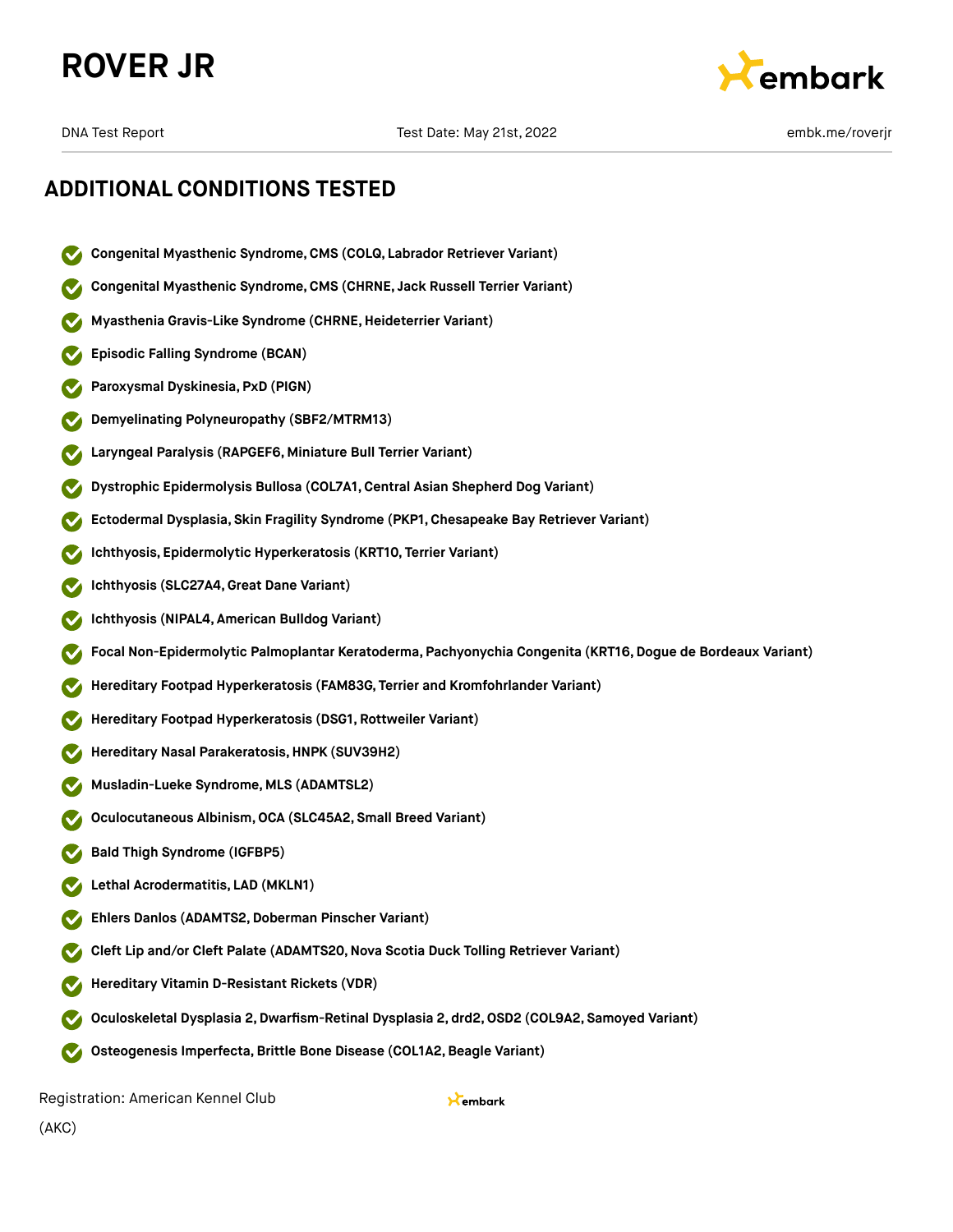## ADDITIONAL CONDITIONS TESTED

- **Congenital Myasthenic Syndrome, CMS (COLQ, Labrador Retriever Variant)**
- **Congenital Myasthenic Syndrome, CMS (CHRNE, Jack Russell Terrier Variant)**
- **Myasthenia Gravis-Like Syndrome (CHRNE, Heideterrier Variant)**
- **Episodic Falling Syndrome (BCAN)**
- **Paroxysmal Dyskinesia, PxD (PIGN)**
- **Demyelinating Polyneuropathy (SBF2/MTRM13)**
- **Laryngeal Paralysis (RAPGEF6, Miniature Bull Terrier Variant)**
- **Dystrophic Epidermolysis Bullosa (COL7A1, Central Asian Shepherd Dog Variant)**
- **Ectodermal Dysplasia, Skin Fragility Syndrome (PKP1, Chesapeake Bay Retriever Variant)**
- **Ichthyosis, Epidermolytic Hyperkeratosis (KRT10, Terrier Variant)**
- **Ichthyosis (SLC27A4, Great Dane Variant)**
- **Ichthyosis (NIPAL4, American Bulldog Variant)**
- **Focal Non-Epidermolytic Palmoplantar Keratoderma, Pachyonychia Congenita (KRT16, Dogue de Bordeaux Variant)**
- **Hereditary Footpad Hyperkeratosis (FAM83G, Terrier and Kromfohrlander Variant)**
- **Hereditary Footpad Hyperkeratosis (DSG1, Rottweiler Variant)**
- **Hereditary Nasal Parakeratosis, HNPK (SUV39H2)**
- **Musladin-Lueke Syndrome, MLS (ADAMTSL2)**
- **Oculocutaneous Albinism, OCA (SLC45A2, Small Breed Variant)**
- **Bald Thigh Syndrome (IGFBP5)**
- **Lethal Acrodermatitis, LAD (MKLN1)**
- **Ehlers Danlos (ADAMTS2, Doberman Pinscher Variant)**
- **Cleft Lip and/or Cleft Palate (ADAMTS20, Nova Scotia Duck Tolling Retriever Variant)**
- **Hereditary Vitamin D-Resistant Rickets (VDR)**
- **Oculoskeletal Dysplasia 2, Dwarfism-Retinal Dysplasia 2, drd2, OSD2 (COL9A2, Samoyed Variant)**
- **Osteogenesis Imperfecta, Brittle Bone Disease (COL1A2, Beagle Variant)**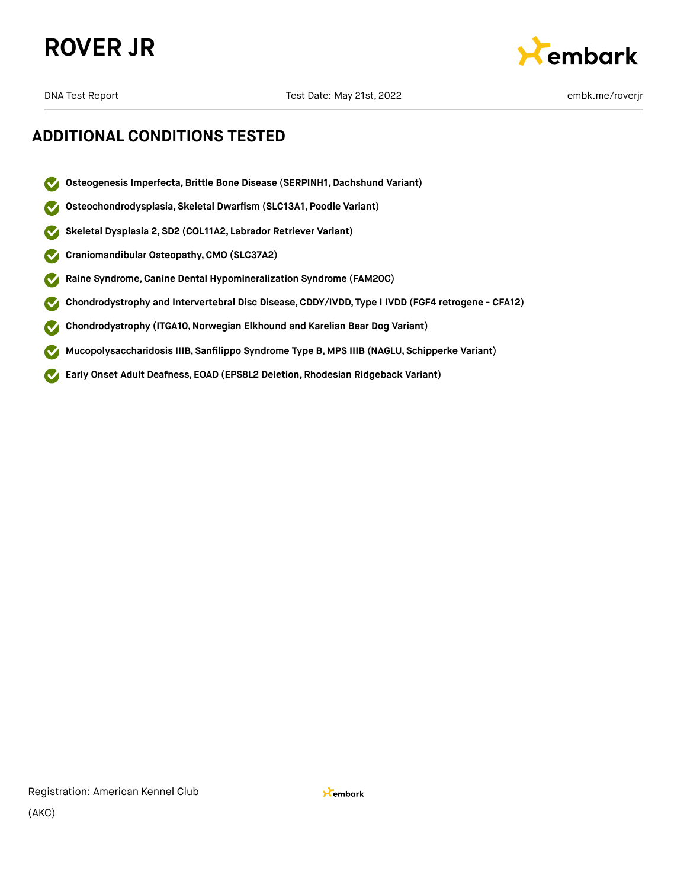## ADDITIONAL CONDITIONS TESTED

- **Osteogenesis Imperfecta, Brittle Bone Disease (SERPINH1, Dachshund Variant)**
- **Osteochondrodysplasia, Skeletal Dwarfism (SLC13A1, Poodle Variant)**
- **Skeletal Dysplasia 2, SD2 (COL11A2, Labrador Retriever Variant)**
- **Craniomandibular Osteopathy, CMO (SLC37A2)**
- **Raine Syndrome, Canine Dental Hypomineralization Syndrome (FAM20C)**
- **Chondrodystrophy and Intervertebral Disc Disease, CDDY/IVDD, Type I IVDD (FGF4 retrogene - CFA12)**
- **Chondrodystrophy (ITGA10, Norwegian Elkhound and Karelian Bear Dog Variant)**
- **Mucopolysaccharidosis IIIB, Sanfilippo Syndrome Type B, MPS IIIB (NAGLU, Schipperke Variant)**
- **Early Onset Adult Deafness, EOAD (EPS8L2 Deletion, Rhodesian Ridgeback Variant)**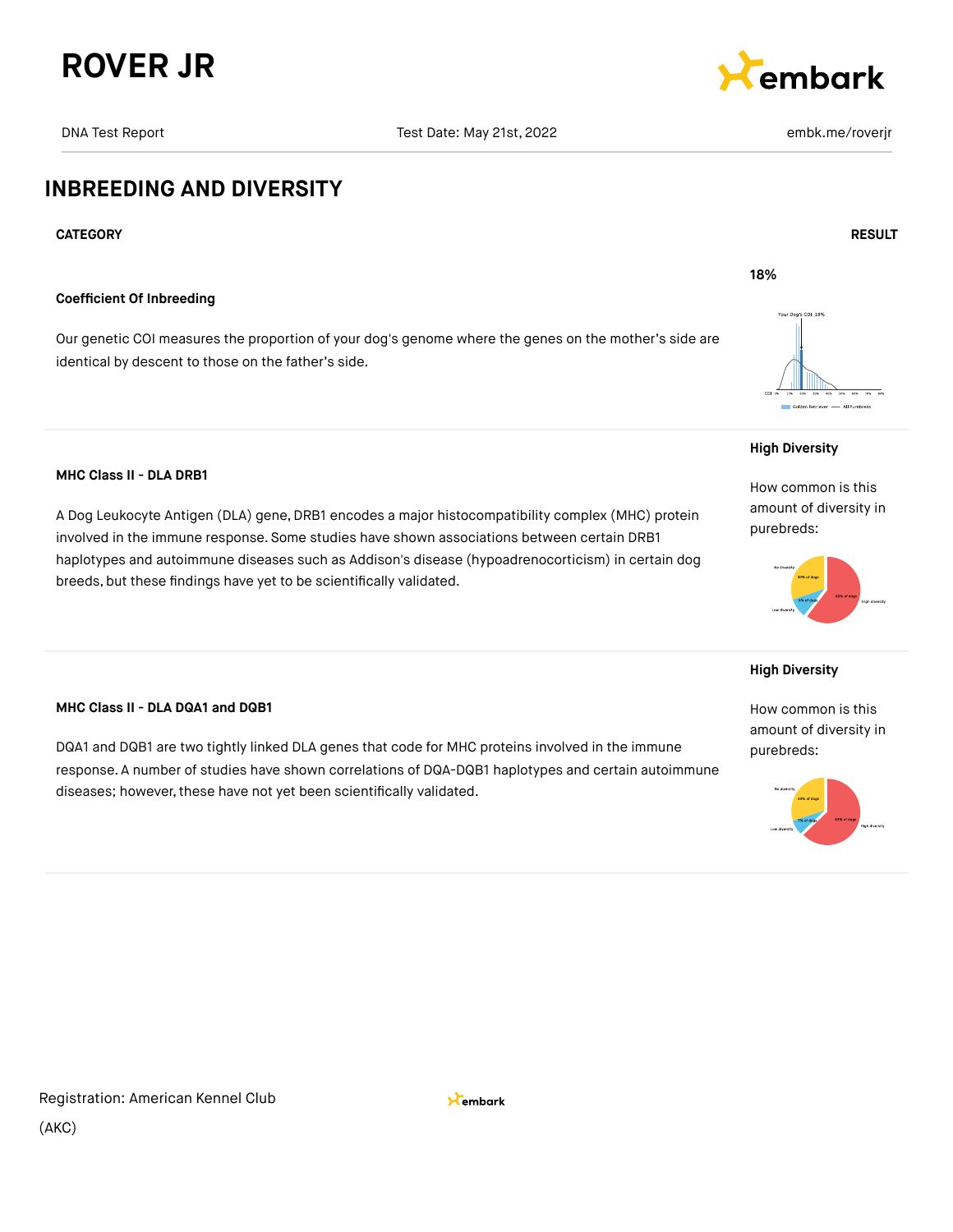# ROVER JR

DNA Test Report | Test Date: May 21st, 2022 | embk.me/roverjr

## INBREEDING AND DIVERSITY

**CATEGORY** | **RESULT**

### Coefficient Of Inbreeding

**18%**

Our genetic COI measures the proportion of your dog's genome where the genes on the mother's side are identical by descent to those on the father's side.

Your Dog's COI: 18%

COI 0% 10% 20% 30% 40% 50% 60% 70% 80%

Golden Retriever — All Purebreds

### MHC Class II - DLA DRB1

**High Diversity**

A Dog Leukocyte Antigen (DLA) gene, DRB1 encodes a major histocompatibility complex (MHC) protein involved in the immune response. Some studies have shown associations between certain DRB1 haplotypes and autoimmune diseases such as Addison's disease (hypoadrenocorticism) in certain dog breeds, but these findings have yet to be scientifically validated.

How common is this amount of diversity in purebreds:

No diversity 30% of dogs

Low diversity 5% of dogs

High diversity 65% of dogs

### MHC Class II - DLA DQA1 and DQB1

**High Diversity**

DQA1 and DQB1 are two tightly linked DLA genes that code for MHC proteins involved in the immune response. A number of studies have shown correlations of DQA-DQB1 haplotypes and certain autoimmune diseases; however, these have not yet been scientifically validated.

How common is this amount of diversity in purebreds:

No diversity 30% of dogs

Low diversity 7% of dogs

High diversity 63% of dogs

Registration: American Kennel Club (AKC)